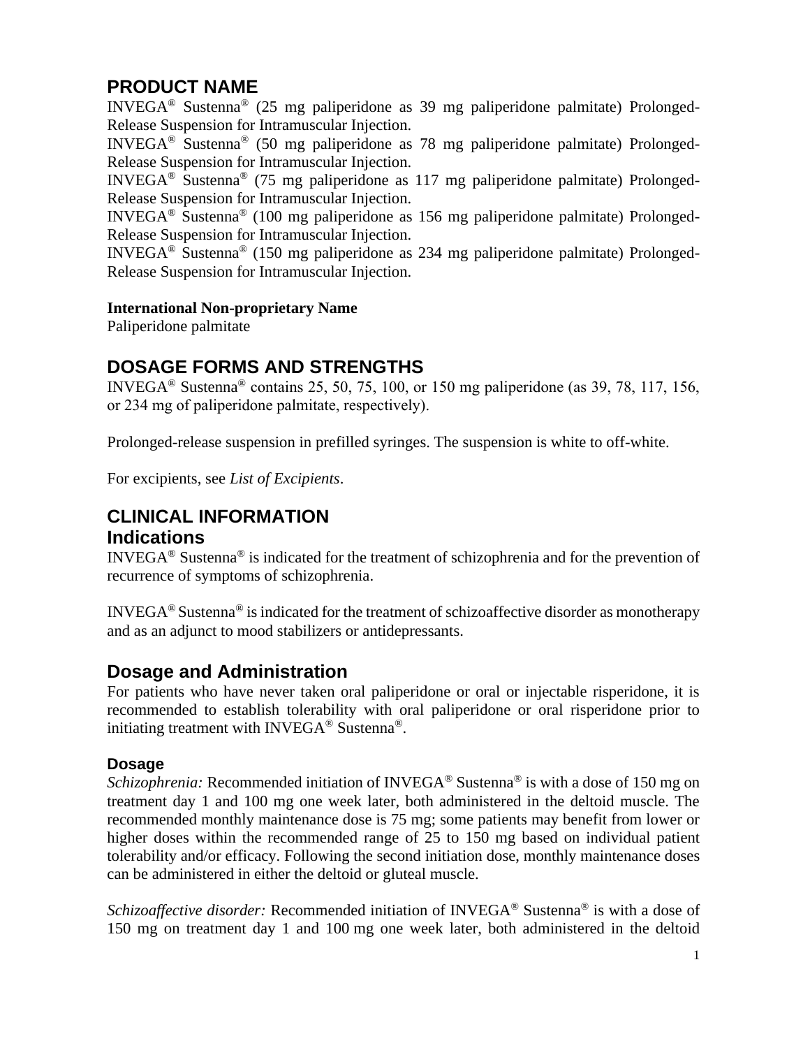## PRODUCT NAME

INVEGA® Sustenna® (25 mg paliperidone as 39 mg paliperidone palmitate) Prolonged-Release Suspension for Intramuscular Injection.

INVEGA® Sustenna® (50 mg paliperidone as 78 mg paliperidone palmitate) Prolonged-Release Suspension for Intramuscular Injection.

INVEGA® Sustenna® (75 mg paliperidone as 117 mg paliperidone palmitate) Prolonged-Release Suspension for Intramuscular Injection.

INVEGA® Sustenna® (100 mg paliperidone as 156 mg paliperidone palmitate) Prolonged-Release Suspension for Intramuscular Injection.

INVEGA® Sustenna® (150 mg paliperidone as 234 mg paliperidone palmitate) Prolonged-Release Suspension for Intramuscular Injection.

**International Non-proprietary Name**

Paliperidone palmitate

## DOSAGE FORMS AND STRENGTHS

INVEGA® Sustenna® contains 25, 50, 75, 100, or 150 mg paliperidone (as 39, 78, 117, 156, or 234 mg of paliperidone palmitate, respectively).

Prolonged-release suspension in prefilled syringes. The suspension is white to off-white.

For excipients, see *List of Excipients*.

## CLINICAL INFORMATION

## Indications

INVEGA® Sustenna® is indicated for the treatment of schizophrenia and for the prevention of recurrence of symptoms of schizophrenia.

INVEGA® Sustenna® is indicated for the treatment of schizoaffective disorder as monotherapy and as an adjunct to mood stabilizers or antidepressants.

## Dosage and Administration

For patients who have never taken oral paliperidone or oral or injectable risperidone, it is recommended to establish tolerability with oral paliperidone or oral risperidone prior to initiating treatment with INVEGA® Sustenna®.

### Dosage

*Schizophrenia:* Recommended initiation of INVEGA® Sustenna® is with a dose of 150 mg on treatment day 1 and 100 mg one week later, both administered in the deltoid muscle. The recommended monthly maintenance dose is 75 mg; some patients may benefit from lower or higher doses within the recommended range of 25 to 150 mg based on individual patient tolerability and/or efficacy. Following the second initiation dose, monthly maintenance doses can be administered in either the deltoid or gluteal muscle.

*Schizoaffective disorder:* Recommended initiation of INVEGA® Sustenna® is with a dose of 150 mg on treatment day 1 and 100 mg one week later, both administered in the deltoid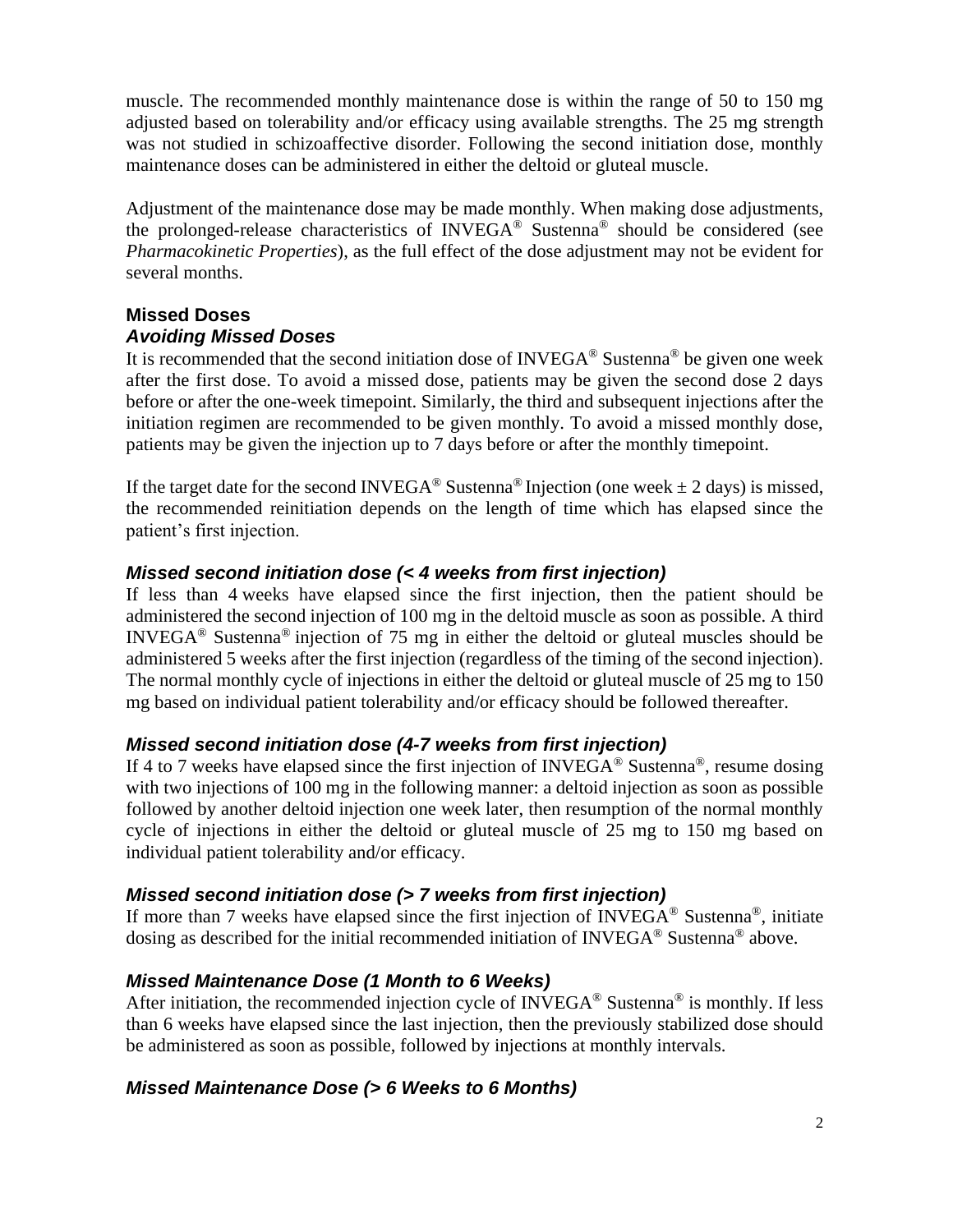muscle. The recommended monthly maintenance dose is within the range of 50 to 150 mg adjusted based on tolerability and/or efficacy using available strengths. The 25 mg strength was not studied in schizoaffective disorder. Following the second initiation dose, monthly maintenance doses can be administered in either the deltoid or gluteal muscle.

Adjustment of the maintenance dose may be made monthly. When making dose adjustments, the prolonged-release characteristics of INVEGA® Sustenna® should be considered (see *Pharmacokinetic Properties*), as the full effect of the dose adjustment may not be evident for several months.

## Missed Doses

### *Avoiding Missed Doses*

It is recommended that the second initiation dose of INVEGA® Sustenna® be given one week after the first dose. To avoid a missed dose, patients may be given the second dose 2 days before or after the one-week timepoint. Similarly, the third and subsequent injections after the initiation regimen are recommended to be given monthly. To avoid a missed monthly dose, patients may be given the injection up to 7 days before or after the monthly timepoint.

If the target date for the second INVEGA® Sustenna® Injection (one week ± 2 days) is missed, the recommended reinitiation depends on the length of time which has elapsed since the patient's first injection.

### *Missed second initiation dose (< 4 weeks from first injection)*

If less than 4 weeks have elapsed since the first injection, then the patient should be administered the second injection of 100 mg in the deltoid muscle as soon as possible. A third INVEGA® Sustenna® injection of 75 mg in either the deltoid or gluteal muscles should be administered 5 weeks after the first injection (regardless of the timing of the second injection). The normal monthly cycle of injections in either the deltoid or gluteal muscle of 25 mg to 150 mg based on individual patient tolerability and/or efficacy should be followed thereafter.

### *Missed second initiation dose (4-7 weeks from first injection)*

If 4 to 7 weeks have elapsed since the first injection of INVEGA® Sustenna®, resume dosing with two injections of 100 mg in the following manner: a deltoid injection as soon as possible followed by another deltoid injection one week later, then resumption of the normal monthly cycle of injections in either the deltoid or gluteal muscle of 25 mg to 150 mg based on individual patient tolerability and/or efficacy.

### *Missed second initiation dose (> 7 weeks from first injection)*

If more than 7 weeks have elapsed since the first injection of INVEGA® Sustenna®, initiate dosing as described for the initial recommended initiation of INVEGA® Sustenna® above.

### *Missed Maintenance Dose (1 Month to 6 Weeks)*

After initiation, the recommended injection cycle of INVEGA® Sustenna® is monthly. If less than 6 weeks have elapsed since the last injection, then the previously stabilized dose should be administered as soon as possible, followed by injections at monthly intervals.

### *Missed Maintenance Dose (> 6 Weeks to 6 Months)*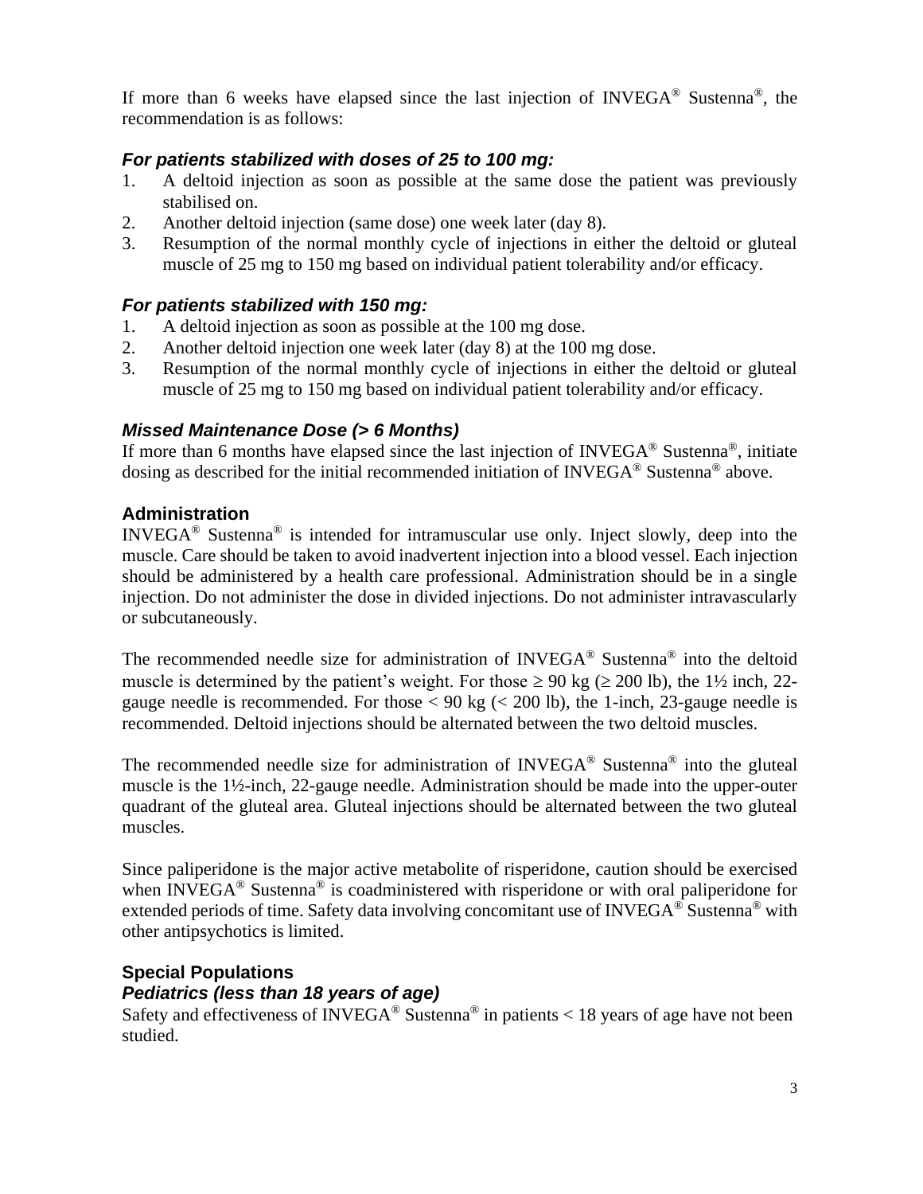If more than 6 weeks have elapsed since the last injection of INVEGA® Sustenna®, the recommendation is as follows:

### *For patients stabilized with doses of 25 to 100 mg:*

1. A deltoid injection as soon as possible at the same dose the patient was previously stabilised on.
2. Another deltoid injection (same dose) one week later (day 8).
3. Resumption of the normal monthly cycle of injections in either the deltoid or gluteal muscle of 25 mg to 150 mg based on individual patient tolerability and/or efficacy.

### *For patients stabilized with 150 mg:*

1. A deltoid injection as soon as possible at the 100 mg dose.
2. Another deltoid injection one week later (day 8) at the 100 mg dose.
3. Resumption of the normal monthly cycle of injections in either the deltoid or gluteal muscle of 25 mg to 150 mg based on individual patient tolerability and/or efficacy.

### *Missed Maintenance Dose (> 6 Months)*

If more than 6 months have elapsed since the last injection of INVEGA® Sustenna®, initiate dosing as described for the initial recommended initiation of INVEGA® Sustenna® above.

## Administration

INVEGA® Sustenna® is intended for intramuscular use only. Inject slowly, deep into the muscle. Care should be taken to avoid inadvertent injection into a blood vessel. Each injection should be administered by a health care professional. Administration should be in a single injection. Do not administer the dose in divided injections. Do not administer intravascularly or subcutaneously.

The recommended needle size for administration of INVEGA® Sustenna® into the deltoid muscle is determined by the patient's weight. For those ≥ 90 kg (≥ 200 lb), the 1½ inch, 22-gauge needle is recommended. For those < 90 kg (< 200 lb), the 1-inch, 23-gauge needle is recommended. Deltoid injections should be alternated between the two deltoid muscles.

The recommended needle size for administration of INVEGA® Sustenna® into the gluteal muscle is the 1½-inch, 22-gauge needle. Administration should be made into the upper-outer quadrant of the gluteal area. Gluteal injections should be alternated between the two gluteal muscles.

Since paliperidone is the major active metabolite of risperidone, caution should be exercised when INVEGA® Sustenna® is coadministered with risperidone or with oral paliperidone for extended periods of time. Safety data involving concomitant use of INVEGA® Sustenna® with other antipsychotics is limited.

## Special Populations

### *Pediatrics (less than 18 years of age)*

Safety and effectiveness of INVEGA® Sustenna® in patients < 18 years of age have not been studied.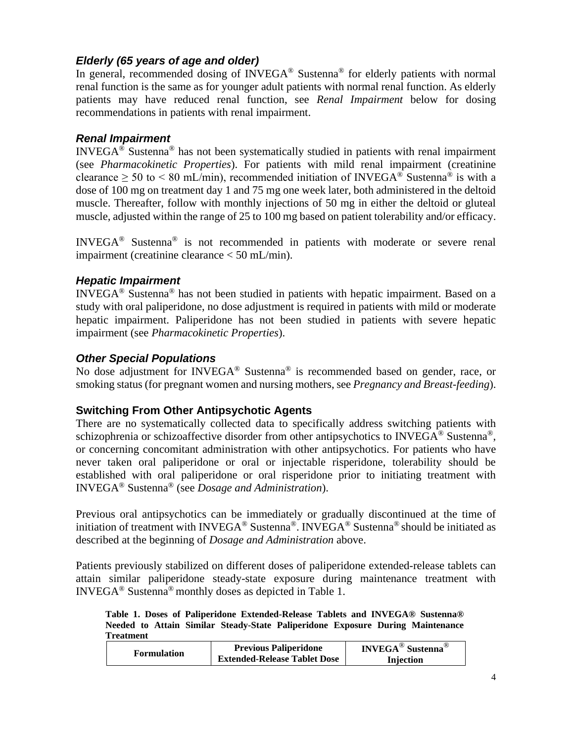### *Elderly (65 years of age and older)*

In general, recommended dosing of INVEGA® Sustenna® for elderly patients with normal renal function is the same as for younger adult patients with normal renal function. As elderly patients may have reduced renal function, see *Renal Impairment* below for dosing recommendations in patients with renal impairment.

### *Renal Impairment*

INVEGA® Sustenna® has not been systematically studied in patients with renal impairment (see *Pharmacokinetic Properties*). For patients with mild renal impairment (creatinine clearance ≥ 50 to < 80 mL/min), recommended initiation of INVEGA® Sustenna® is with a dose of 100 mg on treatment day 1 and 75 mg one week later, both administered in the deltoid muscle. Thereafter, follow with monthly injections of 50 mg in either the deltoid or gluteal muscle, adjusted within the range of 25 to 100 mg based on patient tolerability and/or efficacy.

INVEGA® Sustenna® is not recommended in patients with moderate or severe renal impairment (creatinine clearance < 50 mL/min).

### *Hepatic Impairment*

INVEGA® Sustenna® has not been studied in patients with hepatic impairment. Based on a study with oral paliperidone, no dose adjustment is required in patients with mild or moderate hepatic impairment. Paliperidone has not been studied in patients with severe hepatic impairment (see *Pharmacokinetic Properties*).

### *Other Special Populations*

No dose adjustment for INVEGA® Sustenna® is recommended based on gender, race, or smoking status (for pregnant women and nursing mothers, see *Pregnancy and Breast-feeding*).

## Switching From Other Antipsychotic Agents

There are no systematically collected data to specifically address switching patients with schizophrenia or schizoaffective disorder from other antipsychotics to INVEGA® Sustenna®, or concerning concomitant administration with other antipsychotics. For patients who have never taken oral paliperidone or oral or injectable risperidone, tolerability should be established with oral paliperidone or oral risperidone prior to initiating treatment with INVEGA® Sustenna® (see *Dosage and Administration*).

Previous oral antipsychotics can be immediately or gradually discontinued at the time of initiation of treatment with INVEGA® Sustenna®. INVEGA® Sustenna® should be initiated as described at the beginning of *Dosage and Administration* above.

Patients previously stabilized on different doses of paliperidone extended-release tablets can attain similar paliperidone steady-state exposure during maintenance treatment with INVEGA® Sustenna® monthly doses as depicted in Table 1.

**Table 1. Doses of Paliperidone Extended-Release Tablets and INVEGA® Sustenna® Needed to Attain Similar Steady-State Paliperidone Exposure During Maintenance Treatment**

| Formulation | Previous Paliperidone Extended-Release Tablet Dose | INVEGA® Sustenna® Injection |
|---|---|---|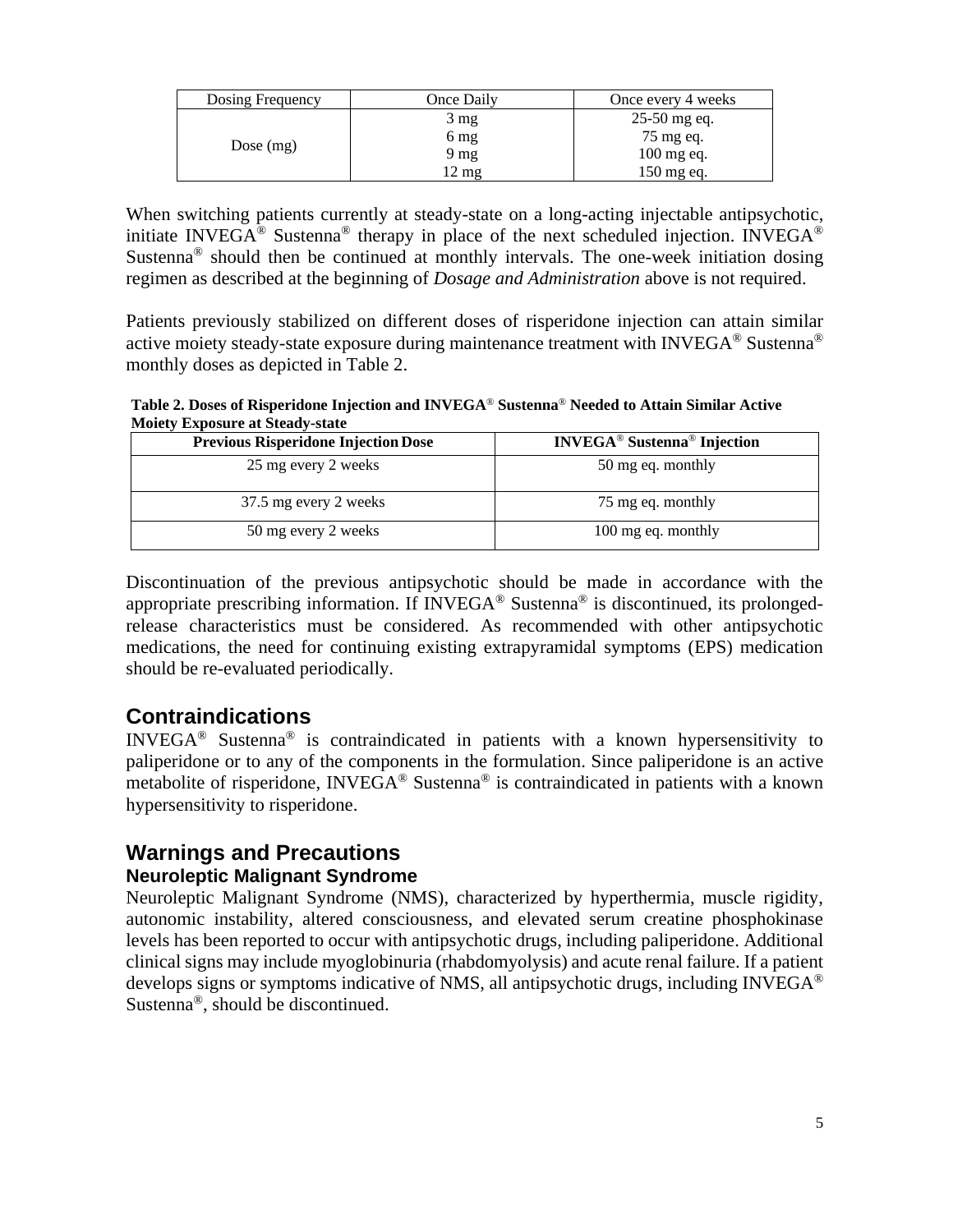| Dosing Frequency | Once Daily | Once every 4 weeks |
|---|---|---|
| Dose (mg) | 3 mg<br>6 mg<br>9 mg<br>12 mg | 25-50 mg eq.<br>75 mg eq.<br>100 mg eq.<br>150 mg eq. |

When switching patients currently at steady-state on a long-acting injectable antipsychotic, initiate INVEGA® Sustenna® therapy in place of the next scheduled injection. INVEGA® Sustenna® should then be continued at monthly intervals. The one-week initiation dosing regimen as described at the beginning of *Dosage and Administration* above is not required.

Patients previously stabilized on different doses of risperidone injection can attain similar active moiety steady-state exposure during maintenance treatment with INVEGA® Sustenna® monthly doses as depicted in Table 2.

**Table 2. Doses of Risperidone Injection and INVEGA® Sustenna® Needed to Attain Similar Active Moiety Exposure at Steady-state**

| Previous Risperidone Injection Dose | INVEGA® Sustenna® Injection |
|---|---|
| 25 mg every 2 weeks | 50 mg eq. monthly |
| 37.5 mg every 2 weeks | 75 mg eq. monthly |
| 50 mg every 2 weeks | 100 mg eq. monthly |

Discontinuation of the previous antipsychotic should be made in accordance with the appropriate prescribing information. If INVEGA® Sustenna® is discontinued, its prolonged-release characteristics must be considered. As recommended with other antipsychotic medications, the need for continuing existing extrapyramidal symptoms (EPS) medication should be re-evaluated periodically.

## Contraindications

INVEGA® Sustenna® is contraindicated in patients with a known hypersensitivity to paliperidone or to any of the components in the formulation. Since paliperidone is an active metabolite of risperidone, INVEGA® Sustenna® is contraindicated in patients with a known hypersensitivity to risperidone.

## Warnings and Precautions

### Neuroleptic Malignant Syndrome

Neuroleptic Malignant Syndrome (NMS), characterized by hyperthermia, muscle rigidity, autonomic instability, altered consciousness, and elevated serum creatine phosphokinase levels has been reported to occur with antipsychotic drugs, including paliperidone. Additional clinical signs may include myoglobinuria (rhabdomyolysis) and acute renal failure. If a patient develops signs or symptoms indicative of NMS, all antipsychotic drugs, including INVEGA® Sustenna®, should be discontinued.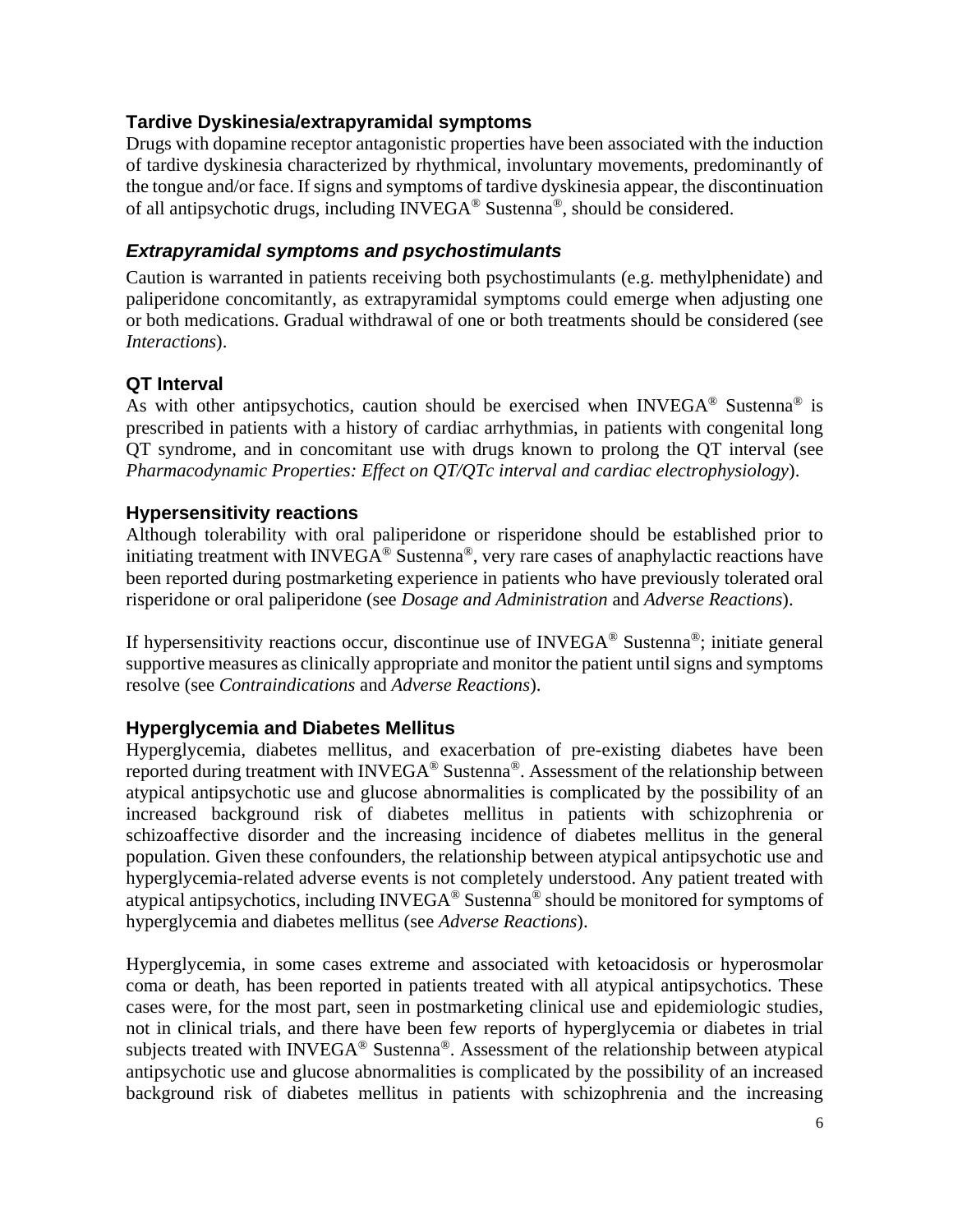### Tardive Dyskinesia/extrapyramidal symptoms

Drugs with dopamine receptor antagonistic properties have been associated with the induction of tardive dyskinesia characterized by rhythmical, involuntary movements, predominantly of the tongue and/or face. If signs and symptoms of tardive dyskinesia appear, the discontinuation of all antipsychotic drugs, including INVEGA® Sustenna®, should be considered.

### *Extrapyramidal symptoms and psychostimulants*

Caution is warranted in patients receiving both psychostimulants (e.g. methylphenidate) and paliperidone concomitantly, as extrapyramidal symptoms could emerge when adjusting one or both medications. Gradual withdrawal of one or both treatments should be considered (see *Interactions*).

### QT Interval

As with other antipsychotics, caution should be exercised when INVEGA® Sustenna® is prescribed in patients with a history of cardiac arrhythmias, in patients with congenital long QT syndrome, and in concomitant use with drugs known to prolong the QT interval (see *Pharmacodynamic Properties: Effect on QT/QTc interval and cardiac electrophysiology*).

### Hypersensitivity reactions

Although tolerability with oral paliperidone or risperidone should be established prior to initiating treatment with INVEGA® Sustenna®, very rare cases of anaphylactic reactions have been reported during postmarketing experience in patients who have previously tolerated oral risperidone or oral paliperidone (see *Dosage and Administration* and *Adverse Reactions*).

If hypersensitivity reactions occur, discontinue use of INVEGA® Sustenna®; initiate general supportive measures as clinically appropriate and monitor the patient until signs and symptoms resolve (see *Contraindications* and *Adverse Reactions*).

### Hyperglycemia and Diabetes Mellitus

Hyperglycemia, diabetes mellitus, and exacerbation of pre-existing diabetes have been reported during treatment with INVEGA® Sustenna®. Assessment of the relationship between atypical antipsychotic use and glucose abnormalities is complicated by the possibility of an increased background risk of diabetes mellitus in patients with schizophrenia or schizoaffective disorder and the increasing incidence of diabetes mellitus in the general population. Given these confounders, the relationship between atypical antipsychotic use and hyperglycemia-related adverse events is not completely understood. Any patient treated with atypical antipsychotics, including INVEGA® Sustenna® should be monitored for symptoms of hyperglycemia and diabetes mellitus (see *Adverse Reactions*).

Hyperglycemia, in some cases extreme and associated with ketoacidosis or hyperosmolar coma or death, has been reported in patients treated with all atypical antipsychotics. These cases were, for the most part, seen in postmarketing clinical use and epidemiologic studies, not in clinical trials, and there have been few reports of hyperglycemia or diabetes in trial subjects treated with INVEGA® Sustenna®. Assessment of the relationship between atypical antipsychotic use and glucose abnormalities is complicated by the possibility of an increased background risk of diabetes mellitus in patients with schizophrenia and the increasing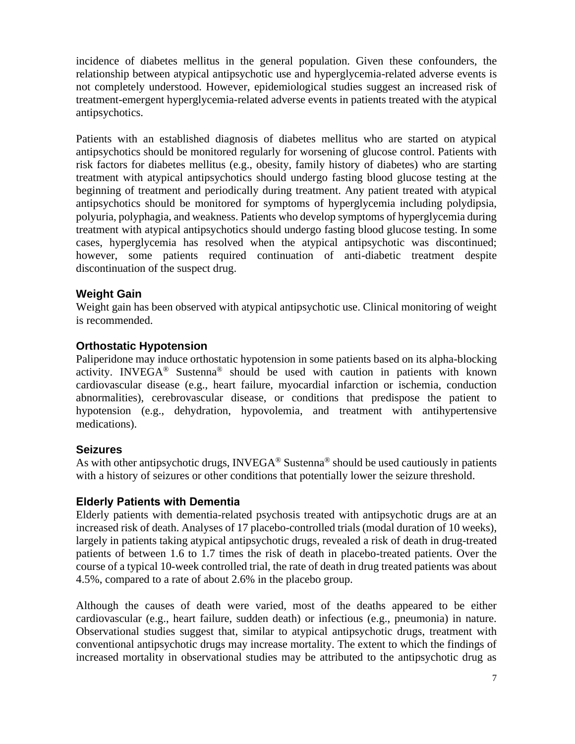incidence of diabetes mellitus in the general population. Given these confounders, the relationship between atypical antipsychotic use and hyperglycemia-related adverse events is not completely understood. However, epidemiological studies suggest an increased risk of treatment-emergent hyperglycemia-related adverse events in patients treated with the atypical antipsychotics.

Patients with an established diagnosis of diabetes mellitus who are started on atypical antipsychotics should be monitored regularly for worsening of glucose control. Patients with risk factors for diabetes mellitus (e.g., obesity, family history of diabetes) who are starting treatment with atypical antipsychotics should undergo fasting blood glucose testing at the beginning of treatment and periodically during treatment. Any patient treated with atypical antipsychotics should be monitored for symptoms of hyperglycemia including polydipsia, polyuria, polyphagia, and weakness. Patients who develop symptoms of hyperglycemia during treatment with atypical antipsychotics should undergo fasting blood glucose testing. In some cases, hyperglycemia has resolved when the atypical antipsychotic was discontinued; however, some patients required continuation of anti-diabetic treatment despite discontinuation of the suspect drug.

### Weight Gain

Weight gain has been observed with atypical antipsychotic use. Clinical monitoring of weight is recommended.

### Orthostatic Hypotension

Paliperidone may induce orthostatic hypotension in some patients based on its alpha-blocking activity. INVEGA® Sustenna® should be used with caution in patients with known cardiovascular disease (e.g., heart failure, myocardial infarction or ischemia, conduction abnormalities), cerebrovascular disease, or conditions that predispose the patient to hypotension (e.g., dehydration, hypovolemia, and treatment with antihypertensive medications).

### Seizures

As with other antipsychotic drugs, INVEGA® Sustenna® should be used cautiously in patients with a history of seizures or other conditions that potentially lower the seizure threshold.

### Elderly Patients with Dementia

Elderly patients with dementia-related psychosis treated with antipsychotic drugs are at an increased risk of death. Analyses of 17 placebo-controlled trials (modal duration of 10 weeks), largely in patients taking atypical antipsychotic drugs, revealed a risk of death in drug-treated patients of between 1.6 to 1.7 times the risk of death in placebo-treated patients. Over the course of a typical 10-week controlled trial, the rate of death in drug treated patients was about 4.5%, compared to a rate of about 2.6% in the placebo group.

Although the causes of death were varied, most of the deaths appeared to be either cardiovascular (e.g., heart failure, sudden death) or infectious (e.g., pneumonia) in nature. Observational studies suggest that, similar to atypical antipsychotic drugs, treatment with conventional antipsychotic drugs may increase mortality. The extent to which the findings of increased mortality in observational studies may be attributed to the antipsychotic drug as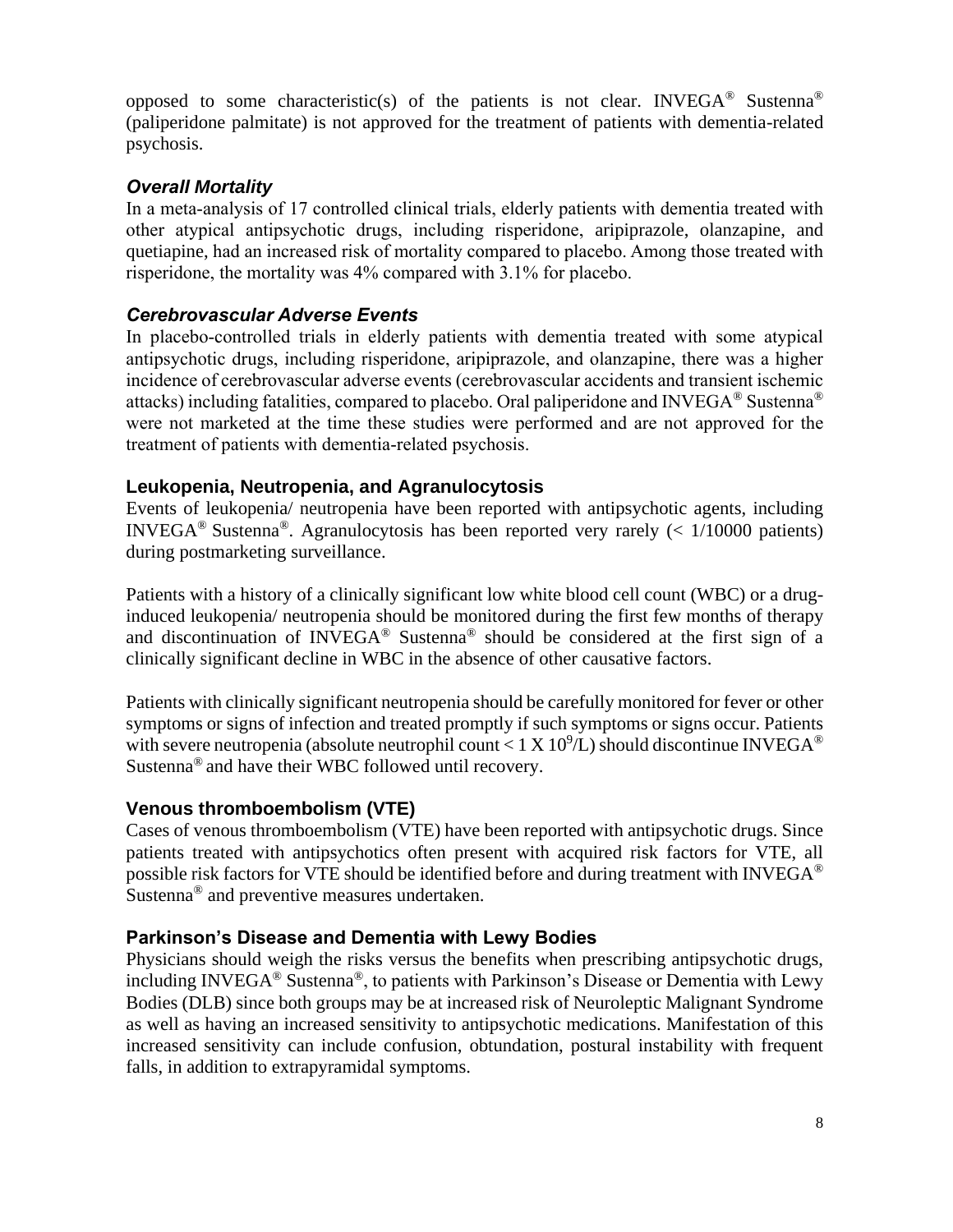opposed to some characteristic(s) of the patients is not clear. INVEGA® Sustenna® (paliperidone palmitate) is not approved for the treatment of patients with dementia-related psychosis.

### *Overall Mortality*

In a meta-analysis of 17 controlled clinical trials, elderly patients with dementia treated with other atypical antipsychotic drugs, including risperidone, aripiprazole, olanzapine, and quetiapine, had an increased risk of mortality compared to placebo. Among those treated with risperidone, the mortality was 4% compared with 3.1% for placebo.

### *Cerebrovascular Adverse Events*

In placebo-controlled trials in elderly patients with dementia treated with some atypical antipsychotic drugs, including risperidone, aripiprazole, and olanzapine, there was a higher incidence of cerebrovascular adverse events (cerebrovascular accidents and transient ischemic attacks) including fatalities, compared to placebo. Oral paliperidone and INVEGA® Sustenna® were not marketed at the time these studies were performed and are not approved for the treatment of patients with dementia-related psychosis.

### Leukopenia, Neutropenia, and Agranulocytosis

Events of leukopenia/ neutropenia have been reported with antipsychotic agents, including INVEGA® Sustenna®. Agranulocytosis has been reported very rarely (< 1/10000 patients) during postmarketing surveillance.

Patients with a history of a clinically significant low white blood cell count (WBC) or a drug-induced leukopenia/ neutropenia should be monitored during the first few months of therapy and discontinuation of INVEGA® Sustenna® should be considered at the first sign of a clinically significant decline in WBC in the absence of other causative factors.

Patients with clinically significant neutropenia should be carefully monitored for fever or other symptoms or signs of infection and treated promptly if such symptoms or signs occur. Patients with severe neutropenia (absolute neutrophil count $< 1 \times 10^9$/L) should discontinue INVEGA® Sustenna® and have their WBC followed until recovery.

### Venous thromboembolism (VTE)

Cases of venous thromboembolism (VTE) have been reported with antipsychotic drugs. Since patients treated with antipsychotics often present with acquired risk factors for VTE, all possible risk factors for VTE should be identified before and during treatment with INVEGA® Sustenna® and preventive measures undertaken.

### Parkinson's Disease and Dementia with Lewy Bodies

Physicians should weigh the risks versus the benefits when prescribing antipsychotic drugs, including INVEGA® Sustenna®, to patients with Parkinson's Disease or Dementia with Lewy Bodies (DLB) since both groups may be at increased risk of Neuroleptic Malignant Syndrome as well as having an increased sensitivity to antipsychotic medications. Manifestation of this increased sensitivity can include confusion, obtundation, postural instability with frequent falls, in addition to extrapyramidal symptoms.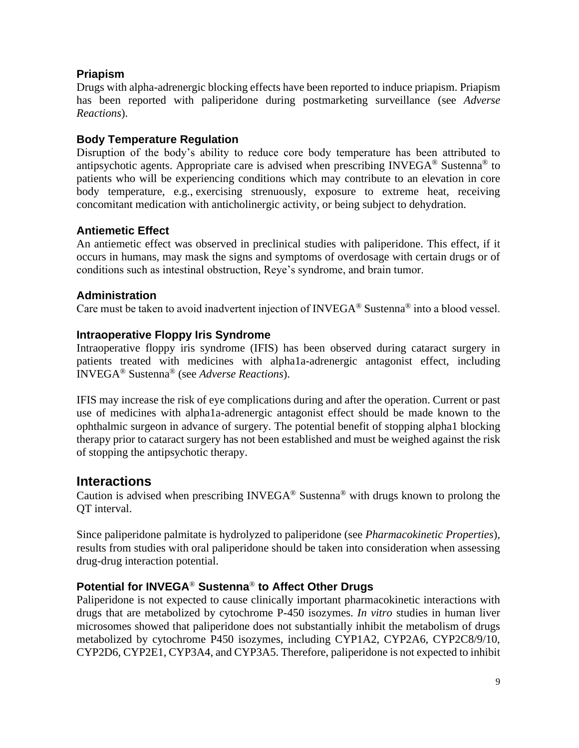### Priapism

Drugs with alpha-adrenergic blocking effects have been reported to induce priapism. Priapism has been reported with paliperidone during postmarketing surveillance (see *Adverse Reactions*).

### Body Temperature Regulation

Disruption of the body's ability to reduce core body temperature has been attributed to antipsychotic agents. Appropriate care is advised when prescribing INVEGA® Sustenna® to patients who will be experiencing conditions which may contribute to an elevation in core body temperature, e.g., exercising strenuously, exposure to extreme heat, receiving concomitant medication with anticholinergic activity, or being subject to dehydration.

### Antiemetic Effect

An antiemetic effect was observed in preclinical studies with paliperidone. This effect, if it occurs in humans, may mask the signs and symptoms of overdosage with certain drugs or of conditions such as intestinal obstruction, Reye's syndrome, and brain tumor.

### Administration

Care must be taken to avoid inadvertent injection of INVEGA® Sustenna® into a blood vessel.

### Intraoperative Floppy Iris Syndrome

Intraoperative floppy iris syndrome (IFIS) has been observed during cataract surgery in patients treated with medicines with alpha1a-adrenergic antagonist effect, including INVEGA® Sustenna® (see *Adverse Reactions*).

IFIS may increase the risk of eye complications during and after the operation. Current or past use of medicines with alpha1a-adrenergic antagonist effect should be made known to the ophthalmic surgeon in advance of surgery. The potential benefit of stopping alpha1 blocking therapy prior to cataract surgery has not been established and must be weighed against the risk of stopping the antipsychotic therapy.

## Interactions

Caution is advised when prescribing INVEGA® Sustenna® with drugs known to prolong the QT interval.

Since paliperidone palmitate is hydrolyzed to paliperidone (see *Pharmacokinetic Properties*), results from studies with oral paliperidone should be taken into consideration when assessing drug-drug interaction potential.

### Potential for INVEGA® Sustenna® to Affect Other Drugs

Paliperidone is not expected to cause clinically important pharmacokinetic interactions with drugs that are metabolized by cytochrome P-450 isozymes. *In vitro* studies in human liver microsomes showed that paliperidone does not substantially inhibit the metabolism of drugs metabolized by cytochrome P450 isozymes, including CYP1A2, CYP2A6, CYP2C8/9/10, CYP2D6, CYP2E1, CYP3A4, and CYP3A5. Therefore, paliperidone is not expected to inhibit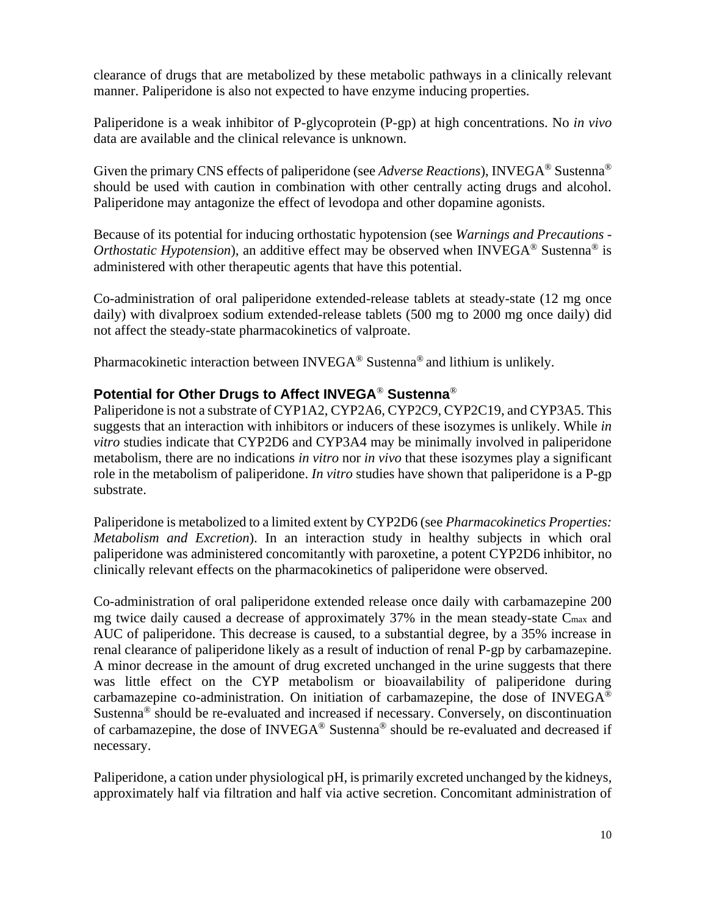clearance of drugs that are metabolized by these metabolic pathways in a clinically relevant manner. Paliperidone is also not expected to have enzyme inducing properties.

Paliperidone is a weak inhibitor of P-glycoprotein (P-gp) at high concentrations. No *in vivo* data are available and the clinical relevance is unknown.

Given the primary CNS effects of paliperidone (see *Adverse Reactions*), INVEGA® Sustenna® should be used with caution in combination with other centrally acting drugs and alcohol. Paliperidone may antagonize the effect of levodopa and other dopamine agonists.

Because of its potential for inducing orthostatic hypotension (see *Warnings and Precautions - Orthostatic Hypotension*), an additive effect may be observed when INVEGA® Sustenna® is administered with other therapeutic agents that have this potential.

Co-administration of oral paliperidone extended-release tablets at steady-state (12 mg once daily) with divalproex sodium extended-release tablets (500 mg to 2000 mg once daily) did not affect the steady-state pharmacokinetics of valproate.

Pharmacokinetic interaction between INVEGA® Sustenna® and lithium is unlikely.

### Potential for Other Drugs to Affect INVEGA® Sustenna®

Paliperidone is not a substrate of CYP1A2, CYP2A6, CYP2C9, CYP2C19, and CYP3A5. This suggests that an interaction with inhibitors or inducers of these isozymes is unlikely. While *in vitro* studies indicate that CYP2D6 and CYP3A4 may be minimally involved in paliperidone metabolism, there are no indications *in vitro* nor *in vivo* that these isozymes play a significant role in the metabolism of paliperidone. *In vitro* studies have shown that paliperidone is a P-gp substrate.

Paliperidone is metabolized to a limited extent by CYP2D6 (see *Pharmacokinetics Properties: Metabolism and Excretion*). In an interaction study in healthy subjects in which oral paliperidone was administered concomitantly with paroxetine, a potent CYP2D6 inhibitor, no clinically relevant effects on the pharmacokinetics of paliperidone were observed.

Co-administration of oral paliperidone extended release once daily with carbamazepine 200 mg twice daily caused a decrease of approximately 37% in the mean steady-state $C_{max}$ and AUC of paliperidone. This decrease is caused, to a substantial degree, by a 35% increase in renal clearance of paliperidone likely as a result of induction of renal P-gp by carbamazepine. A minor decrease in the amount of drug excreted unchanged in the urine suggests that there was little effect on the CYP metabolism or bioavailability of paliperidone during carbamazepine co-administration. On initiation of carbamazepine, the dose of INVEGA® Sustenna® should be re-evaluated and increased if necessary. Conversely, on discontinuation of carbamazepine, the dose of INVEGA® Sustenna® should be re-evaluated and decreased if necessary.

Paliperidone, a cation under physiological pH, is primarily excreted unchanged by the kidneys, approximately half via filtration and half via active secretion. Concomitant administration of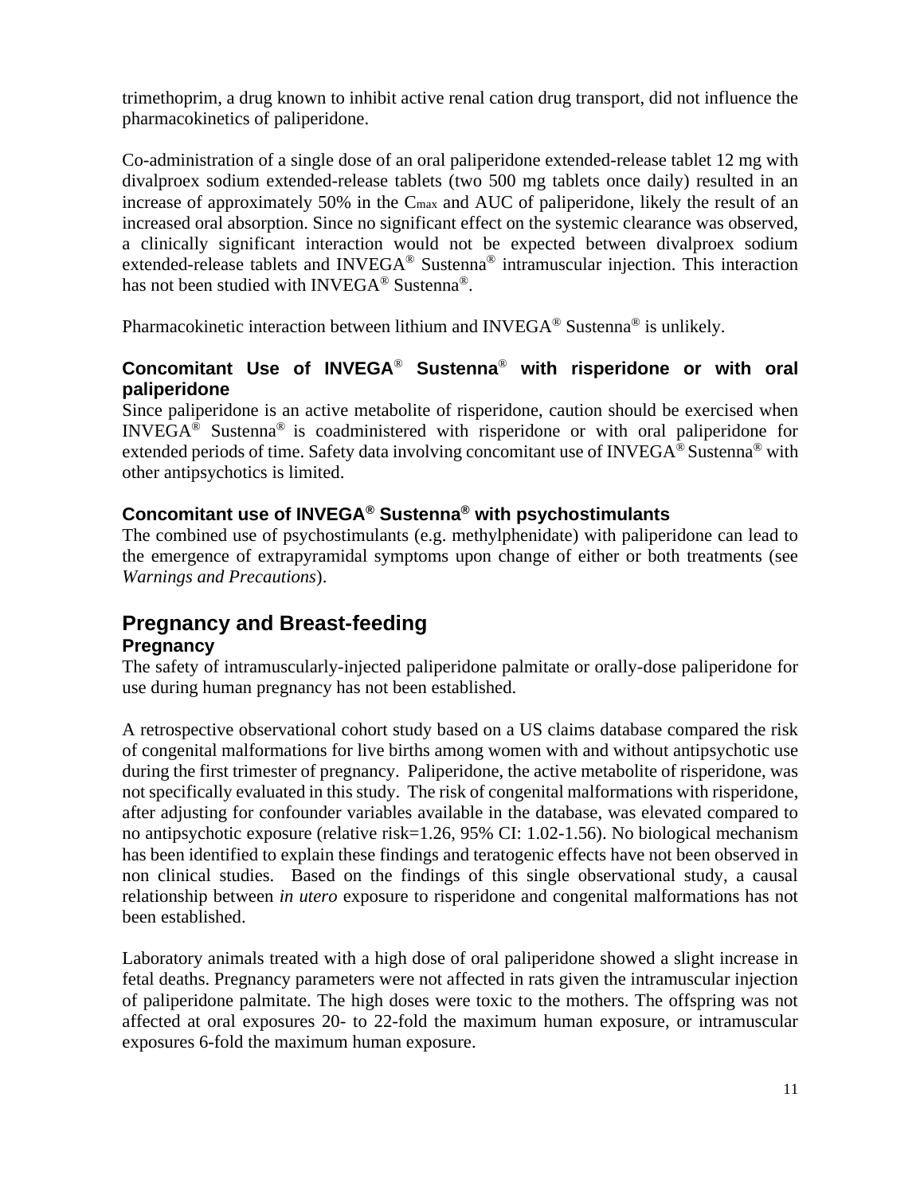trimethoprim, a drug known to inhibit active renal cation drug transport, did not influence the pharmacokinetics of paliperidone.

Co-administration of a single dose of an oral paliperidone extended-release tablet 12 mg with divalproex sodium extended-release tablets (two 500 mg tablets once daily) resulted in an increase of approximately 50% in the $C_{max}$ and AUC of paliperidone, likely the result of an increased oral absorption. Since no significant effect on the systemic clearance was observed, a clinically significant interaction would not be expected between divalproex sodium extended-release tablets and INVEGA® Sustenna® intramuscular injection. This interaction has not been studied with INVEGA® Sustenna®.

Pharmacokinetic interaction between lithium and INVEGA® Sustenna® is unlikely.

### Concomitant Use of INVEGA® Sustenna® with risperidone or with oral paliperidone

Since paliperidone is an active metabolite of risperidone, caution should be exercised when INVEGA® Sustenna® is coadministered with risperidone or with oral paliperidone for extended periods of time. Safety data involving concomitant use of INVEGA® Sustenna® with other antipsychotics is limited.

### Concomitant use of INVEGA® Sustenna® with psychostimulants

The combined use of psychostimulants (e.g. methylphenidate) with paliperidone can lead to the emergence of extrapyramidal symptoms upon change of either or both treatments (see *Warnings and Precautions*).

## Pregnancy and Breast-feeding

### Pregnancy

The safety of intramuscularly-injected paliperidone palmitate or orally-dose paliperidone for use during human pregnancy has not been established.

A retrospective observational cohort study based on a US claims database compared the risk of congenital malformations for live births among women with and without antipsychotic use during the first trimester of pregnancy. Paliperidone, the active metabolite of risperidone, was not specifically evaluated in this study. The risk of congenital malformations with risperidone, after adjusting for confounder variables available in the database, was elevated compared to no antipsychotic exposure (relative risk=1.26, 95% CI: 1.02-1.56). No biological mechanism has been identified to explain these findings and teratogenic effects have not been observed in non clinical studies. Based on the findings of this single observational study, a causal relationship between *in utero* exposure to risperidone and congenital malformations has not been established.

Laboratory animals treated with a high dose of oral paliperidone showed a slight increase in fetal deaths. Pregnancy parameters were not affected in rats given the intramuscular injection of paliperidone palmitate. The high doses were toxic to the mothers. The offspring was not affected at oral exposures 20- to 22-fold the maximum human exposure, or intramuscular exposures 6-fold the maximum human exposure.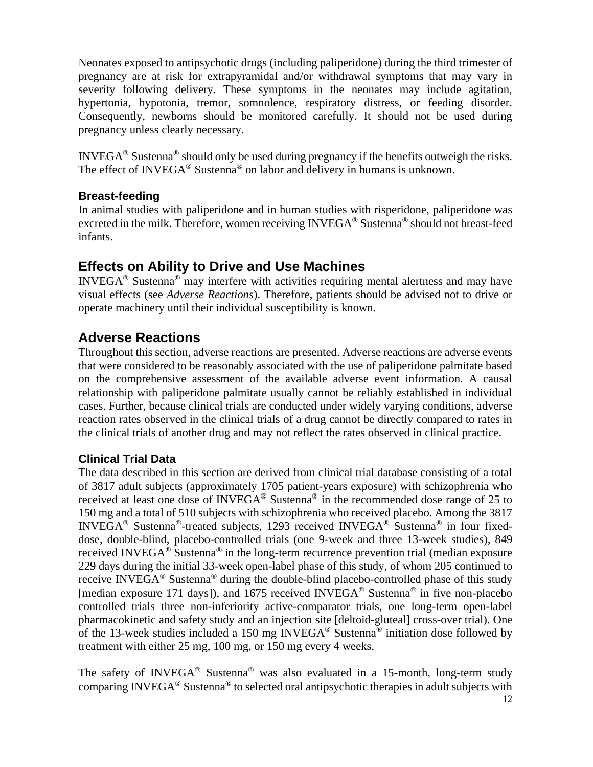Neonates exposed to antipsychotic drugs (including paliperidone) during the third trimester of pregnancy are at risk for extrapyramidal and/or withdrawal symptoms that may vary in severity following delivery. These symptoms in the neonates may include agitation, hypertonia, hypotonia, tremor, somnolence, respiratory distress, or feeding disorder. Consequently, newborns should be monitored carefully. It should not be used during pregnancy unless clearly necessary.

INVEGA® Sustenna® should only be used during pregnancy if the benefits outweigh the risks. The effect of INVEGA® Sustenna® on labor and delivery in humans is unknown.

### Breast-feeding

In animal studies with paliperidone and in human studies with risperidone, paliperidone was excreted in the milk. Therefore, women receiving INVEGA® Sustenna® should not breast-feed infants.

## Effects on Ability to Drive and Use Machines

INVEGA® Sustenna® may interfere with activities requiring mental alertness and may have visual effects (see *Adverse Reactions*). Therefore, patients should be advised not to drive or operate machinery until their individual susceptibility is known.

## Adverse Reactions

Throughout this section, adverse reactions are presented. Adverse reactions are adverse events that were considered to be reasonably associated with the use of paliperidone palmitate based on the comprehensive assessment of the available adverse event information. A causal relationship with paliperidone palmitate usually cannot be reliably established in individual cases. Further, because clinical trials are conducted under widely varying conditions, adverse reaction rates observed in the clinical trials of a drug cannot be directly compared to rates in the clinical trials of another drug and may not reflect the rates observed in clinical practice.

### Clinical Trial Data

The data described in this section are derived from clinical trial database consisting of a total of 3817 adult subjects (approximately 1705 patient-years exposure) with schizophrenia who received at least one dose of INVEGA® Sustenna® in the recommended dose range of 25 to 150 mg and a total of 510 subjects with schizophrenia who received placebo. Among the 3817 INVEGA® Sustenna®-treated subjects, 1293 received INVEGA® Sustenna® in four fixed-dose, double-blind, placebo-controlled trials (one 9-week and three 13-week studies), 849 received INVEGA® Sustenna® in the long-term recurrence prevention trial (median exposure 229 days during the initial 33-week open-label phase of this study, of whom 205 continued to receive INVEGA® Sustenna® during the double-blind placebo-controlled phase of this study [median exposure 171 days]), and 1675 received INVEGA® Sustenna® in five non-placebo controlled trials three non-inferiority active-comparator trials, one long-term open-label pharmacokinetic and safety study and an injection site [deltoid-gluteal] cross-over trial). One of the 13-week studies included a 150 mg INVEGA® Sustenna® initiation dose followed by treatment with either 25 mg, 100 mg, or 150 mg every 4 weeks.

The safety of INVEGA® Sustenna® was also evaluated in a 15-month, long-term study comparing INVEGA® Sustenna® to selected oral antipsychotic therapies in adult subjects with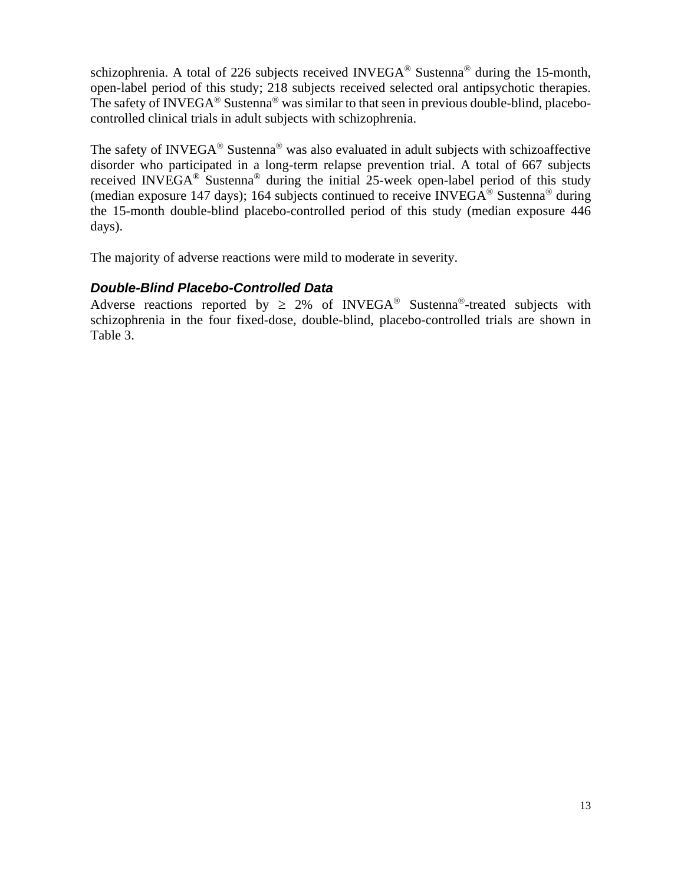schizophrenia. A total of 226 subjects received INVEGA® Sustenna® during the 15-month, open-label period of this study; 218 subjects received selected oral antipsychotic therapies. The safety of INVEGA® Sustenna® was similar to that seen in previous double-blind, placebo-controlled clinical trials in adult subjects with schizophrenia.

The safety of INVEGA® Sustenna® was also evaluated in adult subjects with schizoaffective disorder who participated in a long-term relapse prevention trial. A total of 667 subjects received INVEGA® Sustenna® during the initial 25-week open-label period of this study (median exposure 147 days); 164 subjects continued to receive INVEGA® Sustenna® during the 15-month double-blind placebo-controlled period of this study (median exposure 446 days).

The majority of adverse reactions were mild to moderate in severity.

### *Double-Blind Placebo-Controlled Data*

Adverse reactions reported by ≥ 2% of INVEGA® Sustenna®-treated subjects with schizophrenia in the four fixed-dose, double-blind, placebo-controlled trials are shown in Table 3.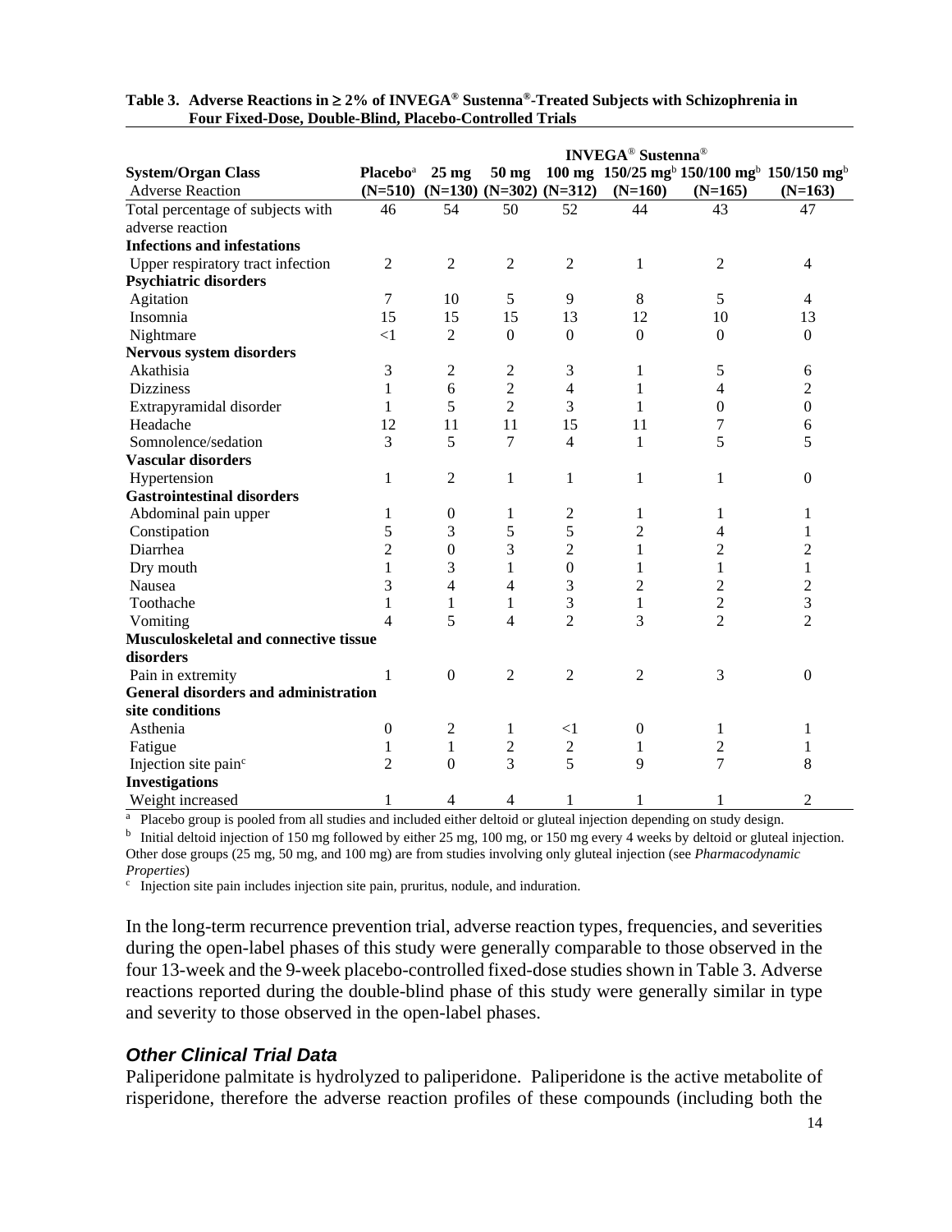**Table 3. Adverse Reactions in ≥ 2% of INVEGA® Sustenna®-Treated Subjects with Schizophrenia in Four Fixed-Dose, Double-Blind, Placebo-Controlled Trials**

| | | INVEGA® Sustenna® | | | | | |
|---|---|---|---|---|---|---|---|
| **System/Organ Class** Adverse Reaction | **Placebo**[a] (N=510) | **25 mg** (N=130) | **50 mg** (N=302) | **100 mg** (N=312) | **150/25 mg**[b] (N=160) | **150/100 mg**[b] (N=165) | **150/150 mg**[b] (N=163) |
| Total percentage of subjects with adverse reaction | 46 | 54 | 50 | 52 | 44 | 43 | 47 |
| **Infections and infestations** | | | | | | | |
| Upper respiratory tract infection | 2 | 2 | 2 | 2 | 1 | 2 | 4 |
| **Psychiatric disorders** | | | | | | | |
| Agitation | 7 | 10 | 5 | 9 | 8 | 5 | 4 |
| Insomnia | 15 | 15 | 15 | 13 | 12 | 10 | 13 |
| Nightmare | <1 | 2 | 0 | 0 | 0 | 0 | 0 |
| **Nervous system disorders** | | | | | | | |
| Akathisia | 3 | 2 | 2 | 3 | 1 | 5 | 6 |
| Dizziness | 1 | 6 | 2 | 4 | 1 | 4 | 2 |
| Extrapyramidal disorder | 1 | 5 | 2 | 3 | 1 | 0 | 0 |
| Headache | 12 | 11 | 11 | 15 | 11 | 7 | 6 |
| Somnolence/sedation | 3 | 5 | 7 | 4 | 1 | 5 | 5 |
| **Vascular disorders** | | | | | | | |
| Hypertension | 1 | 2 | 1 | 1 | 1 | 1 | 0 |
| **Gastrointestinal disorders** | | | | | | | |
| Abdominal pain upper | 1 | 0 | 1 | 2 | 1 | 1 | 1 |
| Constipation | 5 | 3 | 5 | 5 | 2 | 4 | 1 |
| Diarrhea | 2 | 0 | 3 | 2 | 1 | 2 | 2 |
| Dry mouth | 1 | 3 | 1 | 0 | 1 | 1 | 1 |
| Nausea | 3 | 4 | 4 | 3 | 2 | 2 | 2 |
| Toothache | 1 | 1 | 1 | 3 | 1 | 2 | 3 |
| Vomiting | 4 | 5 | 4 | 2 | 3 | 2 | 2 |
| **Musculoskeletal and connective tissue disorders** | | | | | | | |
| Pain in extremity | 1 | 0 | 2 | 2 | 2 | 3 | 0 |
| **General disorders and administration site conditions** | | | | | | | |
| Asthenia | 0 | 2 | 1 | <1 | 0 | 1 | 1 |
| Fatigue | 1 | 1 | 2 | 2 | 1 | 2 | 1 |
| Injection site pain[c] | 2 | 0 | 3 | 5 | 9 | 7 | 8 |
| **Investigations** | | | | | | | |
| Weight increased | 1 | 4 | 4 | 1 | 1 | 1 | 2 |

[a] Placebo group is pooled from all studies and included either deltoid or gluteal injection depending on study design.

[b] Initial deltoid injection of 150 mg followed by either 25 mg, 100 mg, or 150 mg every 4 weeks by deltoid or gluteal injection. Other dose groups (25 mg, 50 mg, and 100 mg) are from studies involving only gluteal injection (see *Pharmacodynamic Properties*)

[c] Injection site pain includes injection site pain, pruritus, nodule, and induration.

In the long-term recurrence prevention trial, adverse reaction types, frequencies, and severities during the open-label phases of this study were generally comparable to those observed in the four 13-week and the 9-week placebo-controlled fixed-dose studies shown in Table 3. Adverse reactions reported during the double-blind phase of this study were generally similar in type and severity to those observed in the open-label phases.

### *Other Clinical Trial Data*

Paliperidone palmitate is hydrolyzed to paliperidone. Paliperidone is the active metabolite of risperidone, therefore the adverse reaction profiles of these compounds (including both the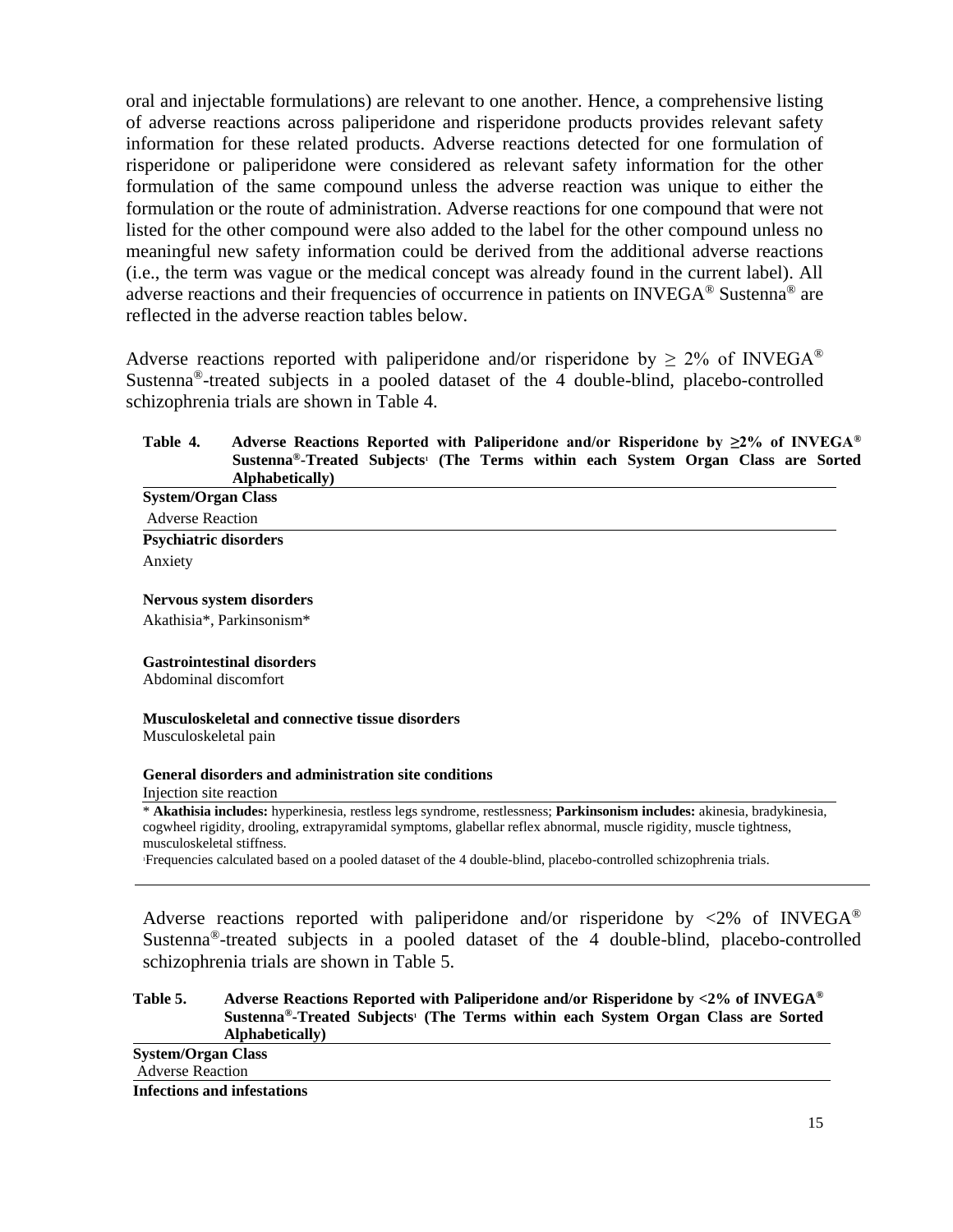oral and injectable formulations) are relevant to one another. Hence, a comprehensive listing of adverse reactions across paliperidone and risperidone products provides relevant safety information for these related products. Adverse reactions detected for one formulation of risperidone or paliperidone were considered as relevant safety information for the other formulation of the same compound unless the adverse reaction was unique to either the formulation or the route of administration. Adverse reactions for one compound that were not listed for the other compound were also added to the label for the other compound unless no meaningful new safety information could be derived from the additional adverse reactions (i.e., the term was vague or the medical concept was already found in the current label). All adverse reactions and their frequencies of occurrence in patients on INVEGA® Sustenna® are reflected in the adverse reaction tables below.

Adverse reactions reported with paliperidone and/or risperidone by ≥ 2% of INVEGA® Sustenna®-treated subjects in a pooled dataset of the 4 double-blind, placebo-controlled schizophrenia trials are shown in Table 4.

**Table 4. Adverse Reactions Reported with Paliperidone and/or Risperidone by ≥2% of INVEGA® Sustenna®-Treated Subjects[1] (The Terms within each System Organ Class are Sorted Alphabetically)**

| System/Organ Class<br>Adverse Reaction |
|---|
| **Psychiatric disorders** |
| Anxiety |
| **Nervous system disorders** |
| Akathisia*, Parkinsonism* |
| **Gastrointestinal disorders** |
| Abdominal discomfort |
| **Musculoskeletal and connective tissue disorders** |
| Musculoskeletal pain |
| **General disorders and administration site conditions** |
| Injection site reaction |

\* **Akathisia includes:** hyperkinesia, restless legs syndrome, restlessness; **Parkinsonism includes:** akinesia, bradykinesia, cogwheel rigidity, drooling, extrapyramidal symptoms, glabellar reflex abnormal, muscle rigidity, muscle tightness, musculoskeletal stiffness.

[1]Frequencies calculated based on a pooled dataset of the 4 double-blind, placebo-controlled schizophrenia trials.

Adverse reactions reported with paliperidone and/or risperidone by <2% of INVEGA® Sustenna®-treated subjects in a pooled dataset of the 4 double-blind, placebo-controlled schizophrenia trials are shown in Table 5.

**Table 5. Adverse Reactions Reported with Paliperidone and/or Risperidone by <2% of INVEGA® Sustenna®-Treated Subjects[1] (The Terms within each System Organ Class are Sorted Alphabetically)**

| System/Organ Class<br>Adverse Reaction |
|---|
| **Infections and infestations** |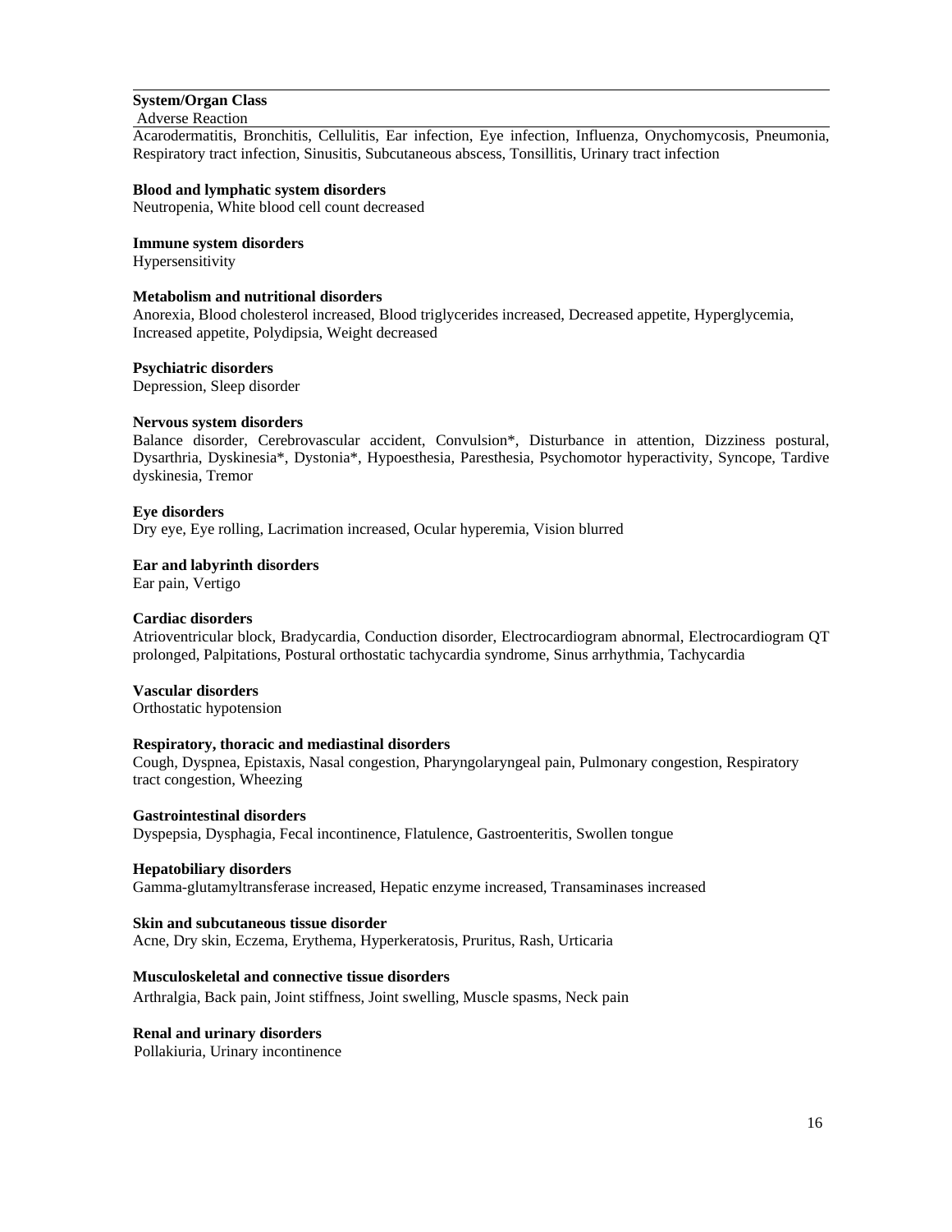**System/Organ Class**

Adverse Reaction

Acarodermatitis, Bronchitis, Cellulitis, Ear infection, Eye infection, Influenza, Onychomycosis, Pneumonia, Respiratory tract infection, Sinusitis, Subcutaneous abscess, Tonsillitis, Urinary tract infection

**Blood and lymphatic system disorders**

Neutropenia, White blood cell count decreased

**Immune system disorders**

Hypersensitivity

**Metabolism and nutritional disorders**

Anorexia, Blood cholesterol increased, Blood triglycerides increased, Decreased appetite, Hyperglycemia, Increased appetite, Polydipsia, Weight decreased

**Psychiatric disorders**

Depression, Sleep disorder

**Nervous system disorders**

Balance disorder, Cerebrovascular accident, Convulsion*, Disturbance in attention, Dizziness postural, Dysarthria, Dyskinesia*, Dystonia*, Hypoesthesia, Paresthesia, Psychomotor hyperactivity, Syncope, Tardive dyskinesia, Tremor

**Eye disorders**

Dry eye, Eye rolling, Lacrimation increased, Ocular hyperemia, Vision blurred

**Ear and labyrinth disorders**

Ear pain, Vertigo

**Cardiac disorders**

Atrioventricular block, Bradycardia, Conduction disorder, Electrocardiogram abnormal, Electrocardiogram QT prolonged, Palpitations, Postural orthostatic tachycardia syndrome, Sinus arrhythmia, Tachycardia

**Vascular disorders**

Orthostatic hypotension

**Respiratory, thoracic and mediastinal disorders**

Cough, Dyspnea, Epistaxis, Nasal congestion, Pharyngolaryngeal pain, Pulmonary congestion, Respiratory tract congestion, Wheezing

**Gastrointestinal disorders**

Dyspepsia, Dysphagia, Fecal incontinence, Flatulence, Gastroenteritis, Swollen tongue

**Hepatobiliary disorders**

Gamma-glutamyltransferase increased, Hepatic enzyme increased, Transaminases increased

**Skin and subcutaneous tissue disorder**

Acne, Dry skin, Eczema, Erythema, Hyperkeratosis, Pruritus, Rash, Urticaria

**Musculoskeletal and connective tissue disorders**

Arthralgia, Back pain, Joint stiffness, Joint swelling, Muscle spasms, Neck pain

**Renal and urinary disorders**

Pollakiuria, Urinary incontinence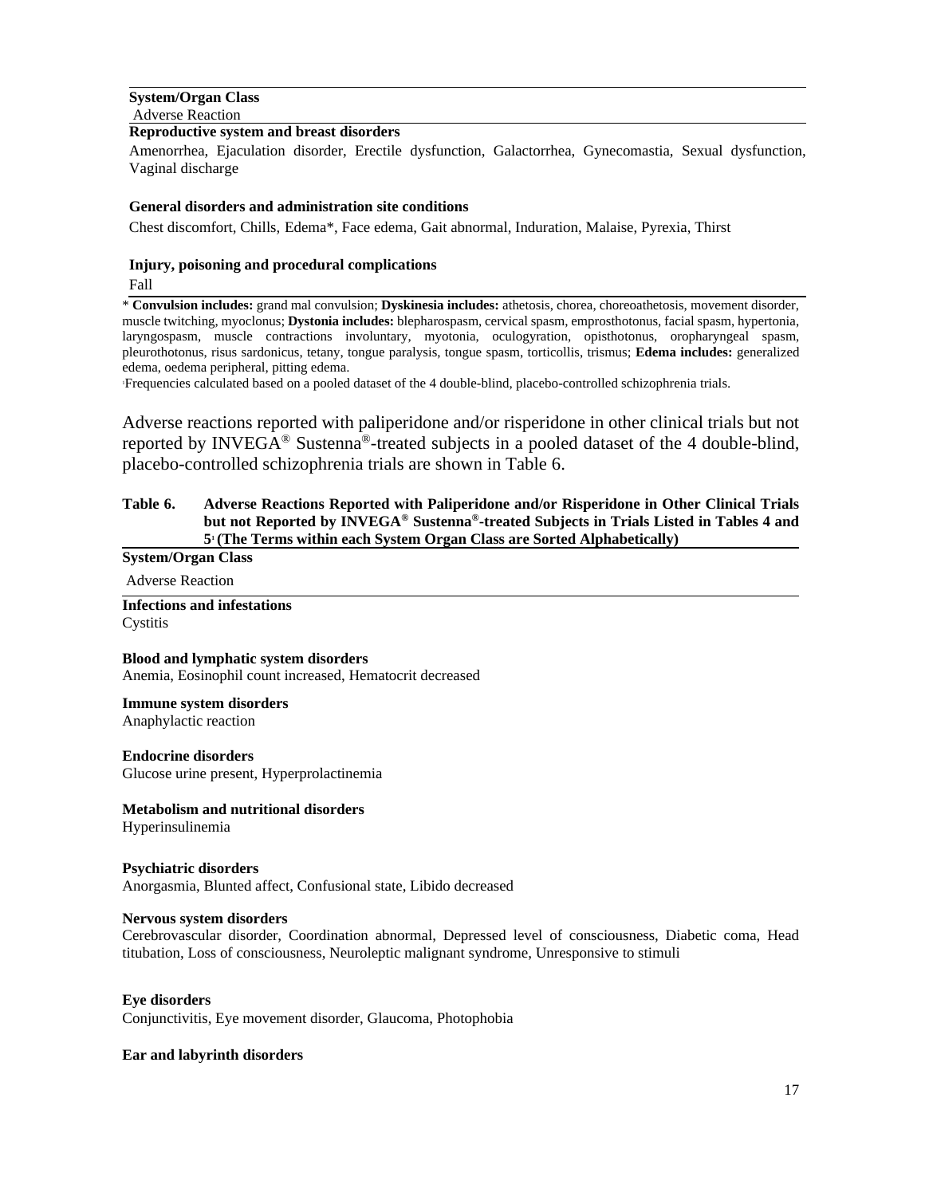| System/Organ Class<br>Adverse Reaction |
|---|
| **Reproductive system and breast disorders** |
| Amenorrhea, Ejaculation disorder, Erectile dysfunction, Galactorrhea, Gynecomastia, Sexual dysfunction, Vaginal discharge |
| **General disorders and administration site conditions** |
| Chest discomfort, Chills, Edema*, Face edema, Gait abnormal, Induration, Malaise, Pyrexia, Thirst |
| **Injury, poisoning and procedural complications** |
| Fall |

\* **Convulsion includes:** grand mal convulsion; **Dyskinesia includes:** athetosis, chorea, choreoathetosis, movement disorder, muscle twitching, myoclonus; **Dystonia includes:** blepharospasm, cervical spasm, emprosthotonus, facial spasm, hypertonia, laryngospasm, muscle contractions involuntary, myotonia, oculogyration, opisthotonus, oropharyngeal spasm, pleurothotonus, risus sardonicus, tetany, tongue paralysis, tongue spasm, torticollis, trismus; **Edema includes:** generalized edema, oedema peripheral, pitting edema.

[1]Frequencies calculated based on a pooled dataset of the 4 double-blind, placebo-controlled schizophrenia trials.

Adverse reactions reported with paliperidone and/or risperidone in other clinical trials but not reported by INVEGA® Sustenna®-treated subjects in a pooled dataset of the 4 double-blind, placebo-controlled schizophrenia trials are shown in Table 6.

**Table 6. Adverse Reactions Reported with Paliperidone and/or Risperidone in Other Clinical Trials but not Reported by INVEGA® Sustenna®-treated Subjects in Trials Listed in Tables 4 and 5[1] (The Terms within each System Organ Class are Sorted Alphabetically)**

| System/Organ Class<br>Adverse Reaction |
|---|
| **Infections and infestations** |
| Cystitis |
| **Blood and lymphatic system disorders** |
| Anemia, Eosinophil count increased, Hematocrit decreased |
| **Immune system disorders** |
| Anaphylactic reaction |
| **Endocrine disorders** |
| Glucose urine present, Hyperprolactinemia |
| **Metabolism and nutritional disorders** |
| Hyperinsulinemia |
| **Psychiatric disorders** |
| Anorgasmia, Blunted affect, Confusional state, Libido decreased |
| **Nervous system disorders** |
| Cerebrovascular disorder, Coordination abnormal, Depressed level of consciousness, Diabetic coma, Head titubation, Loss of consciousness, Neuroleptic malignant syndrome, Unresponsive to stimuli |
| **Eye disorders** |
| Conjunctivitis, Eye movement disorder, Glaucoma, Photophobia |
| **Ear and labyrinth disorders** |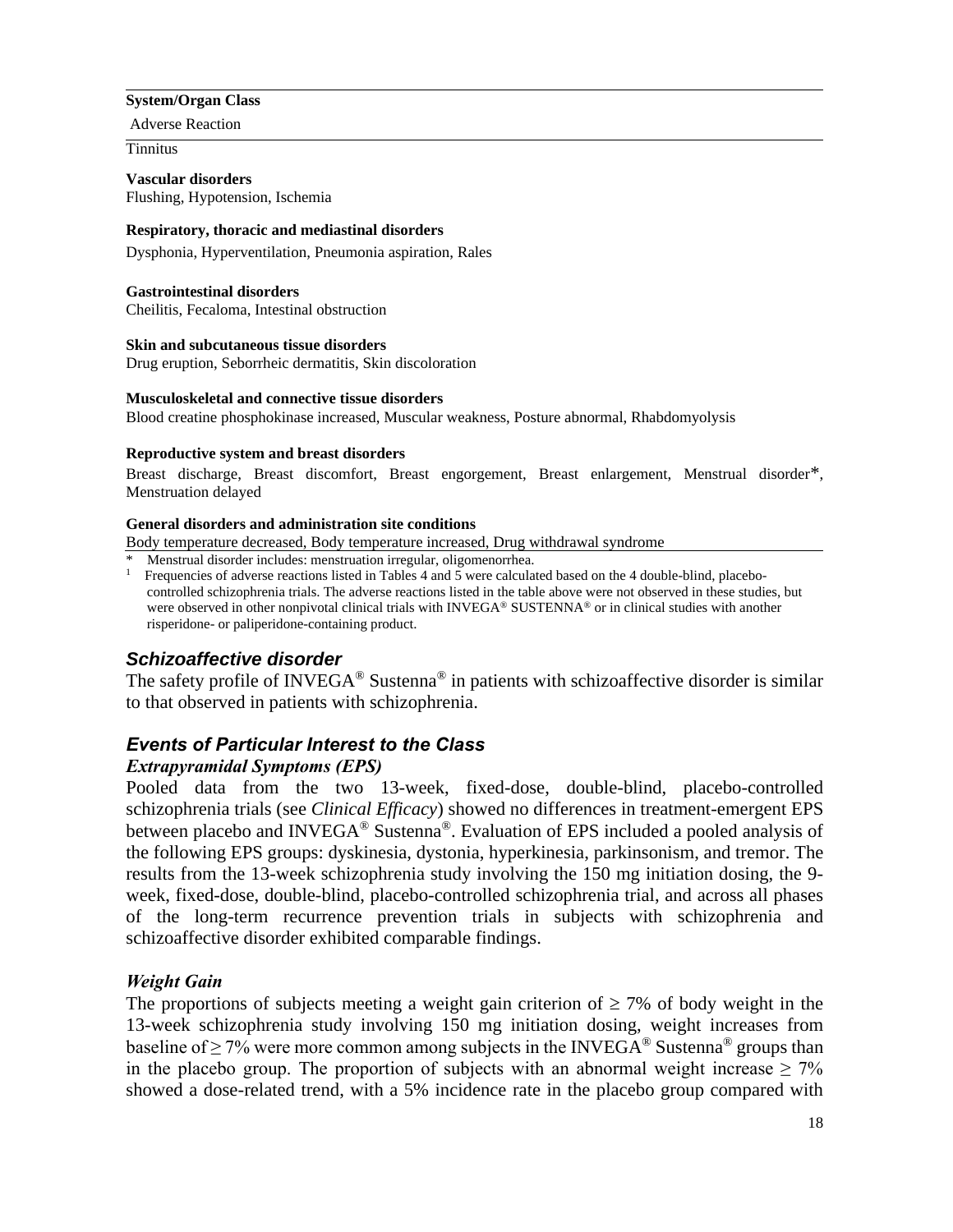| System/Organ Class |
|---|
| Adverse Reaction |
| Tinnitus |
| **Vascular disorders** |
| Flushing, Hypotension, Ischemia |
| **Respiratory, thoracic and mediastinal disorders** |
| Dysphonia, Hyperventilation, Pneumonia aspiration, Rales |
| **Gastrointestinal disorders** |
| Cheilitis, Fecaloma, Intestinal obstruction |
| **Skin and subcutaneous tissue disorders** |
| Drug eruption, Seborrheic dermatitis, Skin discoloration |
| **Musculoskeletal and connective tissue disorders** |
| Blood creatine phosphokinase increased, Muscular weakness, Posture abnormal, Rhabdomyolysis |
| **Reproductive system and breast disorders** |
| Breast discharge, Breast discomfort, Breast engorgement, Breast enlargement, Menstrual disorder*, Menstruation delayed |
| **General disorders and administration site conditions** |
| Body temperature decreased, Body temperature increased, Drug withdrawal syndrome |

\* Menstrual disorder includes: menstruation irregular, oligomenorrhea.

[1] Frequencies of adverse reactions listed in Tables 4 and 5 were calculated based on the 4 double-blind, placebo-controlled schizophrenia trials. The adverse reactions listed in the table above were not observed in these studies, but were observed in other nonpivotal clinical trials with INVEGA® SUSTENNA® or in clinical studies with another risperidone- or paliperidone-containing product.

### *Schizoaffective disorder*

The safety profile of INVEGA® Sustenna® in patients with schizoaffective disorder is similar to that observed in patients with schizophrenia.

### *Events of Particular Interest to the Class*

#### *Extrapyramidal Symptoms (EPS)*

Pooled data from the two 13-week, fixed-dose, double-blind, placebo-controlled schizophrenia trials (see *Clinical Efficacy*) showed no differences in treatment-emergent EPS between placebo and INVEGA® Sustenna®. Evaluation of EPS included a pooled analysis of the following EPS groups: dyskinesia, dystonia, hyperkinesia, parkinsonism, and tremor. The results from the 13-week schizophrenia study involving the 150 mg initiation dosing, the 9-week, fixed-dose, double-blind, placebo-controlled schizophrenia trial, and across all phases of the long-term recurrence prevention trials in subjects with schizophrenia and schizoaffective disorder exhibited comparable findings.

#### *Weight Gain*

The proportions of subjects meeting a weight gain criterion of $\geq$ 7% of body weight in the 13-week schizophrenia study involving 150 mg initiation dosing, weight increases from baseline of $\geq$ 7% were more common among subjects in the INVEGA® Sustenna® groups than in the placebo group. The proportion of subjects with an abnormal weight increase $\geq$ 7% showed a dose-related trend, with a 5% incidence rate in the placebo group compared with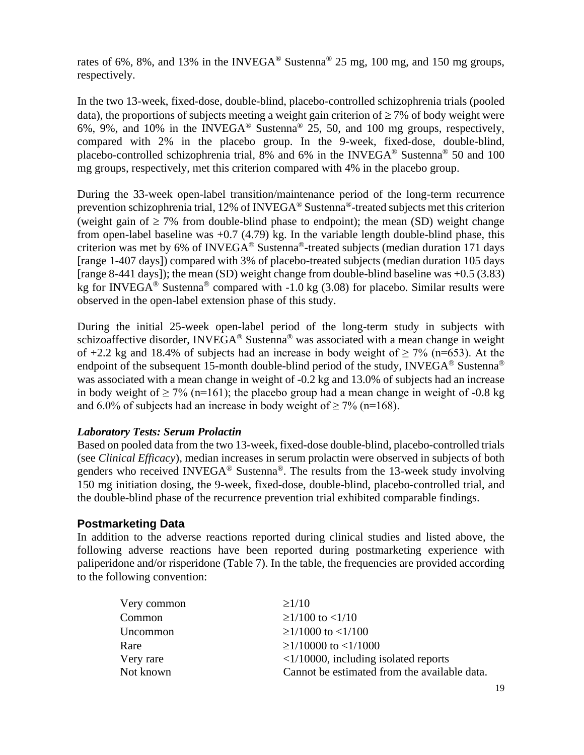rates of 6%, 8%, and 13% in the INVEGA® Sustenna® 25 mg, 100 mg, and 150 mg groups, respectively.

In the two 13-week, fixed-dose, double-blind, placebo-controlled schizophrenia trials (pooled data), the proportions of subjects meeting a weight gain criterion of ≥ 7% of body weight were 6%, 9%, and 10% in the INVEGA® Sustenna® 25, 50, and 100 mg groups, respectively, compared with 2% in the placebo group. In the 9-week, fixed-dose, double-blind, placebo-controlled schizophrenia trial, 8% and 6% in the INVEGA® Sustenna® 50 and 100 mg groups, respectively, met this criterion compared with 4% in the placebo group.

During the 33-week open-label transition/maintenance period of the long-term recurrence prevention schizophrenia trial, 12% of INVEGA® Sustenna®-treated subjects met this criterion (weight gain of ≥ 7% from double-blind phase to endpoint); the mean (SD) weight change from open-label baseline was +0.7 (4.79) kg. In the variable length double-blind phase, this criterion was met by 6% of INVEGA® Sustenna®-treated subjects (median duration 171 days [range 1-407 days]) compared with 3% of placebo-treated subjects (median duration 105 days [range 8-441 days]); the mean (SD) weight change from double-blind baseline was +0.5 (3.83) kg for INVEGA® Sustenna® compared with -1.0 kg (3.08) for placebo. Similar results were observed in the open-label extension phase of this study.

During the initial 25-week open-label period of the long-term study in subjects with schizoaffective disorder, INVEGA® Sustenna® was associated with a mean change in weight of +2.2 kg and 18.4% of subjects had an increase in body weight of ≥ 7% (n=653). At the endpoint of the subsequent 15-month double-blind period of the study, INVEGA® Sustenna® was associated with a mean change in weight of -0.2 kg and 13.0% of subjects had an increase in body weight of ≥ 7% (n=161); the placebo group had a mean change in weight of -0.8 kg and 6.0% of subjects had an increase in body weight of ≥ 7% (n=168).

***Laboratory Tests: Serum Prolactin***

Based on pooled data from the two 13-week, fixed-dose double-blind, placebo-controlled trials (see *Clinical Efficacy*), median increases in serum prolactin were observed in subjects of both genders who received INVEGA® Sustenna®. The results from the 13-week study involving 150 mg initiation dosing, the 9-week, fixed-dose, double-blind, placebo-controlled trial, and the double-blind phase of the recurrence prevention trial exhibited comparable findings.

## Postmarketing Data

In addition to the adverse reactions reported during clinical studies and listed above, the following adverse reactions have been reported during postmarketing experience with paliperidone and/or risperidone (Table 7). In the table, the frequencies are provided according to the following convention:

| | |
|---|---|
| Very common | ≥1/10 |
| Common | ≥1/100 to <1/10 |
| Uncommon | ≥1/1000 to <1/100 |
| Rare | ≥1/10000 to <1/1000 |
| Very rare | <1/10000, including isolated reports |
| Not known | Cannot be estimated from the available data. |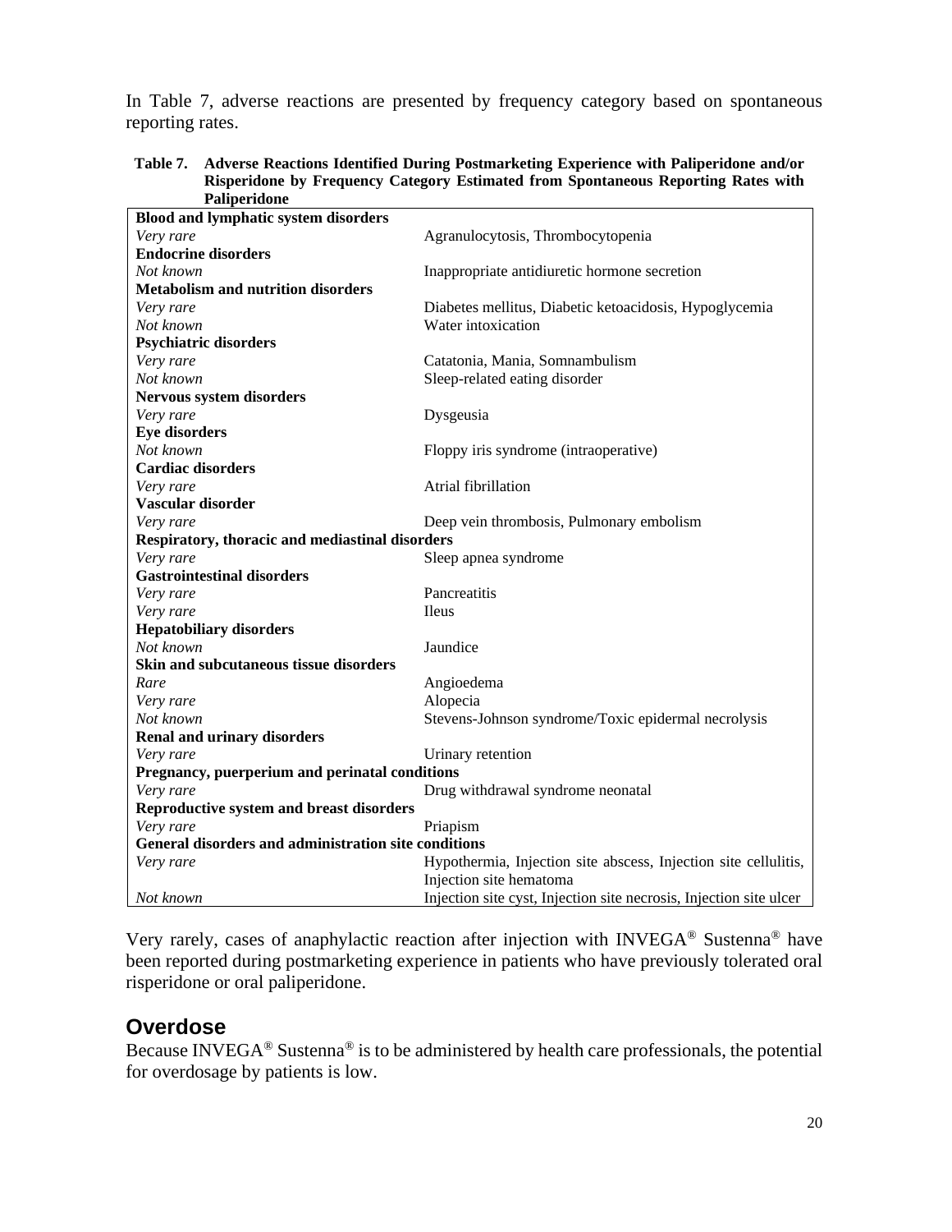In Table 7, adverse reactions are presented by frequency category based on spontaneous reporting rates.

**Table 7. Adverse Reactions Identified During Postmarketing Experience with Paliperidone and/or Risperidone by Frequency Category Estimated from Spontaneous Reporting Rates with Paliperidone**

| | |
|---|---|
| **Blood and lymphatic system disorders** | |
| *Very rare* | Agranulocytosis, Thrombocytopenia |
| **Endocrine disorders** | |
| *Not known* | Inappropriate antidiuretic hormone secretion |
| **Metabolism and nutrition disorders** | |
| *Very rare* | Diabetes mellitus, Diabetic ketoacidosis, Hypoglycemia |
| *Not known* | Water intoxication |
| **Psychiatric disorders** | |
| *Very rare* | Catatonia, Mania, Somnambulism |
| *Not known* | Sleep-related eating disorder |
| **Nervous system disorders** | |
| *Very rare* | Dysgeusia |
| **Eye disorders** | |
| *Not known* | Floppy iris syndrome (intraoperative) |
| **Cardiac disorders** | |
| *Very rare* | Atrial fibrillation |
| **Vascular disorder** | |
| *Very rare* | Deep vein thrombosis, Pulmonary embolism |
| **Respiratory, thoracic and mediastinal disorders** | |
| *Very rare* | Sleep apnea syndrome |
| **Gastrointestinal disorders** | |
| *Very rare* | Pancreatitis |
| *Very rare* | Ileus |
| **Hepatobiliary disorders** | |
| *Not known* | Jaundice |
| **Skin and subcutaneous tissue disorders** | |
| *Rare* | Angioedema |
| *Very rare* | Alopecia |
| *Not known* | Stevens-Johnson syndrome/Toxic epidermal necrolysis |
| **Renal and urinary disorders** | |
| *Very rare* | Urinary retention |
| **Pregnancy, puerperium and perinatal conditions** | |
| *Very rare* | Drug withdrawal syndrome neonatal |
| **Reproductive system and breast disorders** | |
| *Very rare* | Priapism |
| **General disorders and administration site conditions** | |
| *Very rare* | Hypothermia, Injection site abscess, Injection site cellulitis, Injection site hematoma |
| *Not known* | Injection site cyst, Injection site necrosis, Injection site ulcer |

Very rarely, cases of anaphylactic reaction after injection with INVEGA® Sustenna® have been reported during postmarketing experience in patients who have previously tolerated oral risperidone or oral paliperidone.

## Overdose

Because INVEGA® Sustenna® is to be administered by health care professionals, the potential for overdosage by patients is low.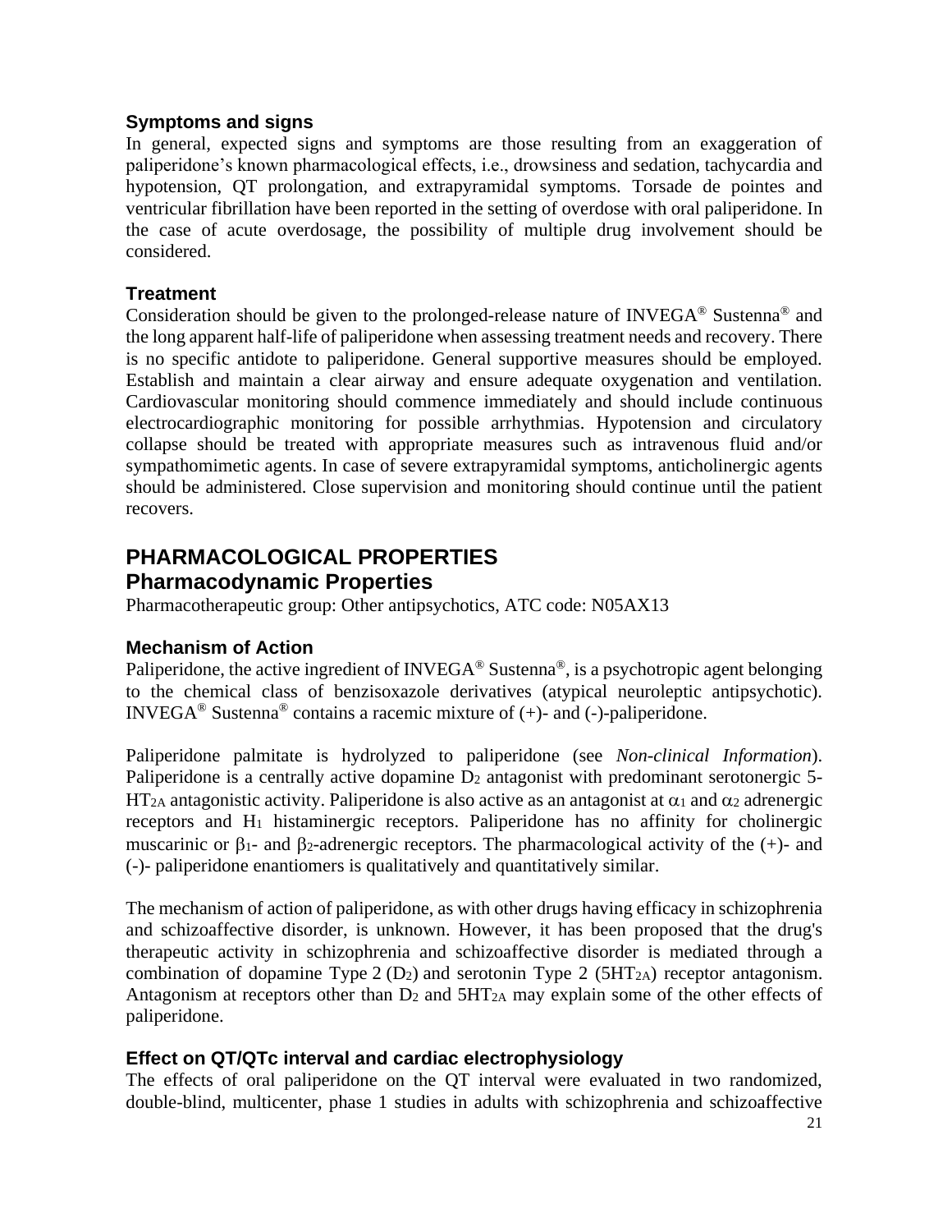### Symptoms and signs

In general, expected signs and symptoms are those resulting from an exaggeration of paliperidone's known pharmacological effects, i.e., drowsiness and sedation, tachycardia and hypotension, QT prolongation, and extrapyramidal symptoms. Torsade de pointes and ventricular fibrillation have been reported in the setting of overdose with oral paliperidone. In the case of acute overdosage, the possibility of multiple drug involvement should be considered.

### Treatment

Consideration should be given to the prolonged-release nature of INVEGA® Sustenna® and the long apparent half-life of paliperidone when assessing treatment needs and recovery. There is no specific antidote to paliperidone. General supportive measures should be employed. Establish and maintain a clear airway and ensure adequate oxygenation and ventilation. Cardiovascular monitoring should commence immediately and should include continuous electrocardiographic monitoring for possible arrhythmias. Hypotension and circulatory collapse should be treated with appropriate measures such as intravenous fluid and/or sympathomimetic agents. In case of severe extrapyramidal symptoms, anticholinergic agents should be administered. Close supervision and monitoring should continue until the patient recovers.

# PHARMACOLOGICAL PROPERTIES

## Pharmacodynamic Properties

Pharmacotherapeutic group: Other antipsychotics, ATC code: N05AX13

### Mechanism of Action

Paliperidone, the active ingredient of INVEGA® Sustenna®, is a psychotropic agent belonging to the chemical class of benzisoxazole derivatives (atypical neuroleptic antipsychotic). INVEGA® Sustenna® contains a racemic mixture of (+)- and (-)-paliperidone.

Paliperidone palmitate is hydrolyzed to paliperidone (see *Non-clinical Information*). Paliperidone is a centrally active dopamine $D_2$ antagonist with predominant serotonergic $5\text{-}HT_{2A}$ antagonistic activity. Paliperidone is also active as an antagonist at $\alpha_1$ and $\alpha_2$ adrenergic receptors and $H_1$ histaminergic receptors. Paliperidone has no affinity for cholinergic muscarinic or $\beta_1$- and $\beta_2$-adrenergic receptors. The pharmacological activity of the (+)- and (-)- paliperidone enantiomers is qualitatively and quantitatively similar.

The mechanism of action of paliperidone, as with other drugs having efficacy in schizophrenia and schizoaffective disorder, is unknown. However, it has been proposed that the drug's therapeutic activity in schizophrenia and schizoaffective disorder is mediated through a combination of dopamine Type 2 ($D_2$) and serotonin Type 2 ($5HT_{2A}$) receptor antagonism. Antagonism at receptors other than $D_2$ and $5HT_{2A}$ may explain some of the other effects of paliperidone.

### Effect on QT/QTc interval and cardiac electrophysiology

The effects of oral paliperidone on the QT interval were evaluated in two randomized, double-blind, multicenter, phase 1 studies in adults with schizophrenia and schizoaffective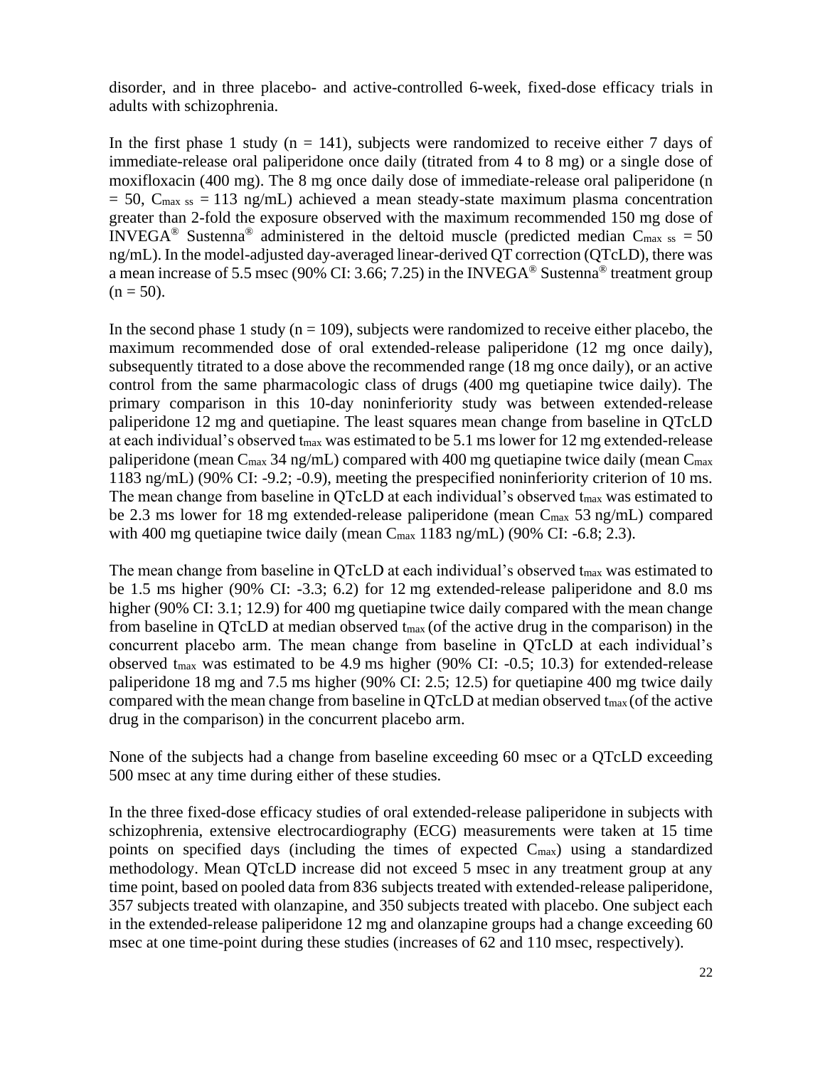disorder, and in three placebo- and active-controlled 6-week, fixed-dose efficacy trials in adults with schizophrenia.

In the first phase 1 study (n = 141), subjects were randomized to receive either 7 days of immediate-release oral paliperidone once daily (titrated from 4 to 8 mg) or a single dose of moxifloxacin (400 mg). The 8 mg once daily dose of immediate-release oral paliperidone (n = 50, $C_{max\ ss}$ = 113 ng/mL) achieved a mean steady-state maximum plasma concentration greater than 2-fold the exposure observed with the maximum recommended 150 mg dose of INVEGA® Sustenna® administered in the deltoid muscle (predicted median $C_{max\ ss}$ = 50 ng/mL). In the model-adjusted day-averaged linear-derived QT correction (QTcLD), there was a mean increase of 5.5 msec (90% CI: 3.66; 7.25) in the INVEGA® Sustenna® treatment group (n = 50).

In the second phase 1 study (n = 109), subjects were randomized to receive either placebo, the maximum recommended dose of oral extended-release paliperidone (12 mg once daily), subsequently titrated to a dose above the recommended range (18 mg once daily), or an active control from the same pharmacologic class of drugs (400 mg quetiapine twice daily). The primary comparison in this 10-day noninferiority study was between extended-release paliperidone 12 mg and quetiapine. The least squares mean change from baseline in QTcLD at each individual's observed $t_{max}$ was estimated to be 5.1 ms lower for 12 mg extended-release paliperidone (mean $C_{max}$ 34 ng/mL) compared with 400 mg quetiapine twice daily (mean $C_{max}$ 1183 ng/mL) (90% CI: -9.2; -0.9), meeting the prespecified noninferiority criterion of 10 ms. The mean change from baseline in QTcLD at each individual's observed $t_{max}$ was estimated to be 2.3 ms lower for 18 mg extended-release paliperidone (mean $C_{max}$ 53 ng/mL) compared with 400 mg quetiapine twice daily (mean $C_{max}$ 1183 ng/mL) (90% CI: -6.8; 2.3).

The mean change from baseline in QTcLD at each individual's observed $t_{max}$ was estimated to be 1.5 ms higher (90% CI: -3.3; 6.2) for 12 mg extended-release paliperidone and 8.0 ms higher (90% CI: 3.1; 12.9) for 400 mg quetiapine twice daily compared with the mean change from baseline in QTcLD at median observed $t_{max}$ (of the active drug in the comparison) in the concurrent placebo arm. The mean change from baseline in QTcLD at each individual's observed $t_{max}$ was estimated to be 4.9 ms higher (90% CI: -0.5; 10.3) for extended-release paliperidone 18 mg and 7.5 ms higher (90% CI: 2.5; 12.5) for quetiapine 400 mg twice daily compared with the mean change from baseline in QTcLD at median observed $t_{max}$ (of the active drug in the comparison) in the concurrent placebo arm.

None of the subjects had a change from baseline exceeding 60 msec or a QTcLD exceeding 500 msec at any time during either of these studies.

In the three fixed-dose efficacy studies of oral extended-release paliperidone in subjects with schizophrenia, extensive electrocardiography (ECG) measurements were taken at 15 time points on specified days (including the times of expected $C_{max}$) using a standardized methodology. Mean QTcLD increase did not exceed 5 msec in any treatment group at any time point, based on pooled data from 836 subjects treated with extended-release paliperidone, 357 subjects treated with olanzapine, and 350 subjects treated with placebo. One subject each in the extended-release paliperidone 12 mg and olanzapine groups had a change exceeding 60 msec at one time-point during these studies (increases of 62 and 110 msec, respectively).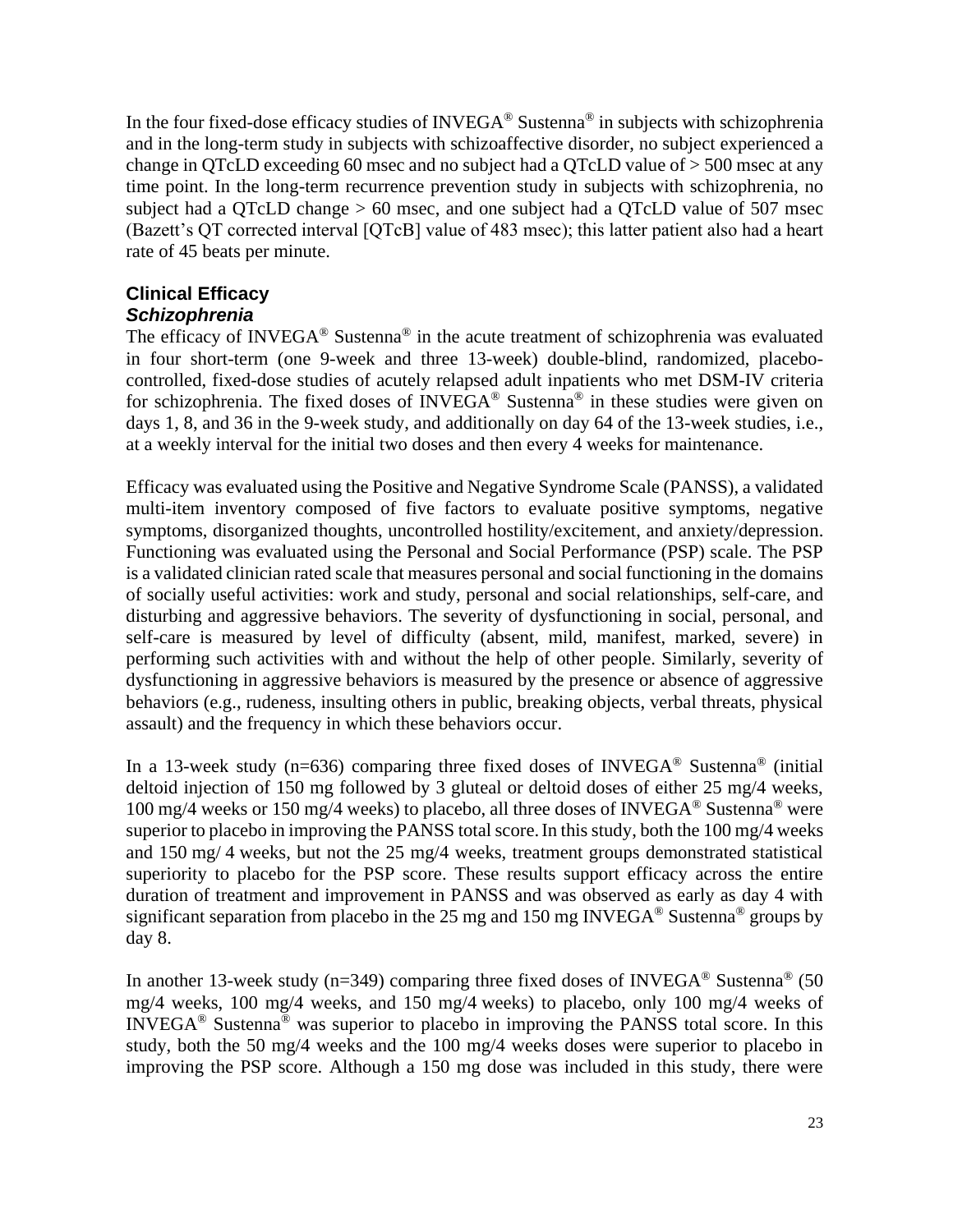In the four fixed-dose efficacy studies of INVEGA® Sustenna® in subjects with schizophrenia and in the long-term study in subjects with schizoaffective disorder, no subject experienced a change in QTcLD exceeding 60 msec and no subject had a QTcLD value of > 500 msec at any time point. In the long-term recurrence prevention study in subjects with schizophrenia, no subject had a QTcLD change > 60 msec, and one subject had a QTcLD value of 507 msec (Bazett's QT corrected interval [QTcB] value of 483 msec); this latter patient also had a heart rate of 45 beats per minute.

## Clinical Efficacy

### *Schizophrenia*

The efficacy of INVEGA® Sustenna® in the acute treatment of schizophrenia was evaluated in four short-term (one 9-week and three 13-week) double-blind, randomized, placebo-controlled, fixed-dose studies of acutely relapsed adult inpatients who met DSM-IV criteria for schizophrenia. The fixed doses of INVEGA® Sustenna® in these studies were given on days 1, 8, and 36 in the 9-week study, and additionally on day 64 of the 13-week studies, i.e., at a weekly interval for the initial two doses and then every 4 weeks for maintenance.

Efficacy was evaluated using the Positive and Negative Syndrome Scale (PANSS), a validated multi-item inventory composed of five factors to evaluate positive symptoms, negative symptoms, disorganized thoughts, uncontrolled hostility/excitement, and anxiety/depression. Functioning was evaluated using the Personal and Social Performance (PSP) scale. The PSP is a validated clinician rated scale that measures personal and social functioning in the domains of socially useful activities: work and study, personal and social relationships, self-care, and disturbing and aggressive behaviors. The severity of dysfunctioning in social, personal, and self-care is measured by level of difficulty (absent, mild, manifest, marked, severe) in performing such activities with and without the help of other people. Similarly, severity of dysfunctioning in aggressive behaviors is measured by the presence or absence of aggressive behaviors (e.g., rudeness, insulting others in public, breaking objects, verbal threats, physical assault) and the frequency in which these behaviors occur.

In a 13-week study (n=636) comparing three fixed doses of INVEGA® Sustenna® (initial deltoid injection of 150 mg followed by 3 gluteal or deltoid doses of either 25 mg/4 weeks, 100 mg/4 weeks or 150 mg/4 weeks) to placebo, all three doses of INVEGA® Sustenna® were superior to placebo in improving the PANSS total score. In this study, both the 100 mg/4 weeks and 150 mg/ 4 weeks, but not the 25 mg/4 weeks, treatment groups demonstrated statistical superiority to placebo for the PSP score. These results support efficacy across the entire duration of treatment and improvement in PANSS and was observed as early as day 4 with significant separation from placebo in the 25 mg and 150 mg INVEGA® Sustenna® groups by day 8.

In another 13-week study (n=349) comparing three fixed doses of INVEGA® Sustenna® (50 mg/4 weeks, 100 mg/4 weeks, and 150 mg/4 weeks) to placebo, only 100 mg/4 weeks of INVEGA® Sustenna® was superior to placebo in improving the PANSS total score. In this study, both the 50 mg/4 weeks and the 100 mg/4 weeks doses were superior to placebo in improving the PSP score. Although a 150 mg dose was included in this study, there were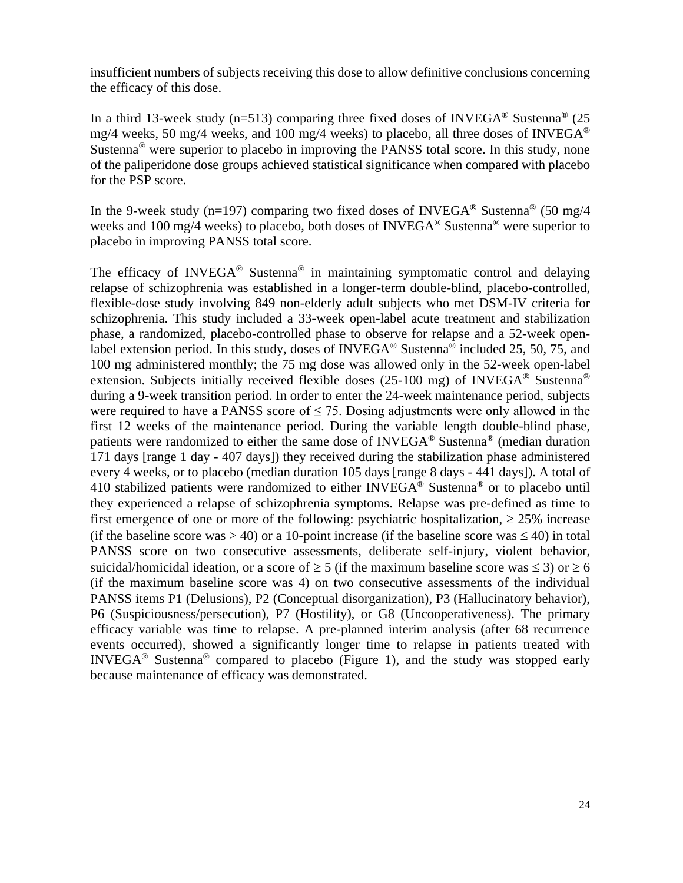insufficient numbers of subjects receiving this dose to allow definitive conclusions concerning the efficacy of this dose.

In a third 13-week study (n=513) comparing three fixed doses of INVEGA® Sustenna® (25 mg/4 weeks, 50 mg/4 weeks, and 100 mg/4 weeks) to placebo, all three doses of INVEGA® Sustenna® were superior to placebo in improving the PANSS total score. In this study, none of the paliperidone dose groups achieved statistical significance when compared with placebo for the PSP score.

In the 9-week study (n=197) comparing two fixed doses of INVEGA® Sustenna® (50 mg/4 weeks and 100 mg/4 weeks) to placebo, both doses of INVEGA® Sustenna® were superior to placebo in improving PANSS total score.

The efficacy of INVEGA® Sustenna® in maintaining symptomatic control and delaying relapse of schizophrenia was established in a longer-term double-blind, placebo-controlled, flexible-dose study involving 849 non-elderly adult subjects who met DSM-IV criteria for schizophrenia. This study included a 33-week open-label acute treatment and stabilization phase, a randomized, placebo-controlled phase to observe for relapse and a 52-week open-label extension period. In this study, doses of INVEGA® Sustenna® included 25, 50, 75, and 100 mg administered monthly; the 75 mg dose was allowed only in the 52-week open-label extension. Subjects initially received flexible doses (25-100 mg) of INVEGA® Sustenna® during a 9-week transition period. In order to enter the 24-week maintenance period, subjects were required to have a PANSS score of ≤ 75. Dosing adjustments were only allowed in the first 12 weeks of the maintenance period. During the variable length double-blind phase, patients were randomized to either the same dose of INVEGA® Sustenna® (median duration 171 days [range 1 day - 407 days]) they received during the stabilization phase administered every 4 weeks, or to placebo (median duration 105 days [range 8 days - 441 days]). A total of 410 stabilized patients were randomized to either INVEGA® Sustenna® or to placebo until they experienced a relapse of schizophrenia symptoms. Relapse was pre-defined as time to first emergence of one or more of the following: psychiatric hospitalization, ≥ 25% increase (if the baseline score was > 40) or a 10-point increase (if the baseline score was ≤ 40) in total PANSS score on two consecutive assessments, deliberate self-injury, violent behavior, suicidal/homicidal ideation, or a score of ≥ 5 (if the maximum baseline score was ≤ 3) or ≥ 6 (if the maximum baseline score was 4) on two consecutive assessments of the individual PANSS items P1 (Delusions), P2 (Conceptual disorganization), P3 (Hallucinatory behavior), P6 (Suspiciousness/persecution), P7 (Hostility), or G8 (Uncooperativeness). The primary efficacy variable was time to relapse. A pre-planned interim analysis (after 68 recurrence events occurred), showed a significantly longer time to relapse in patients treated with INVEGA® Sustenna® compared to placebo (Figure 1), and the study was stopped early because maintenance of efficacy was demonstrated.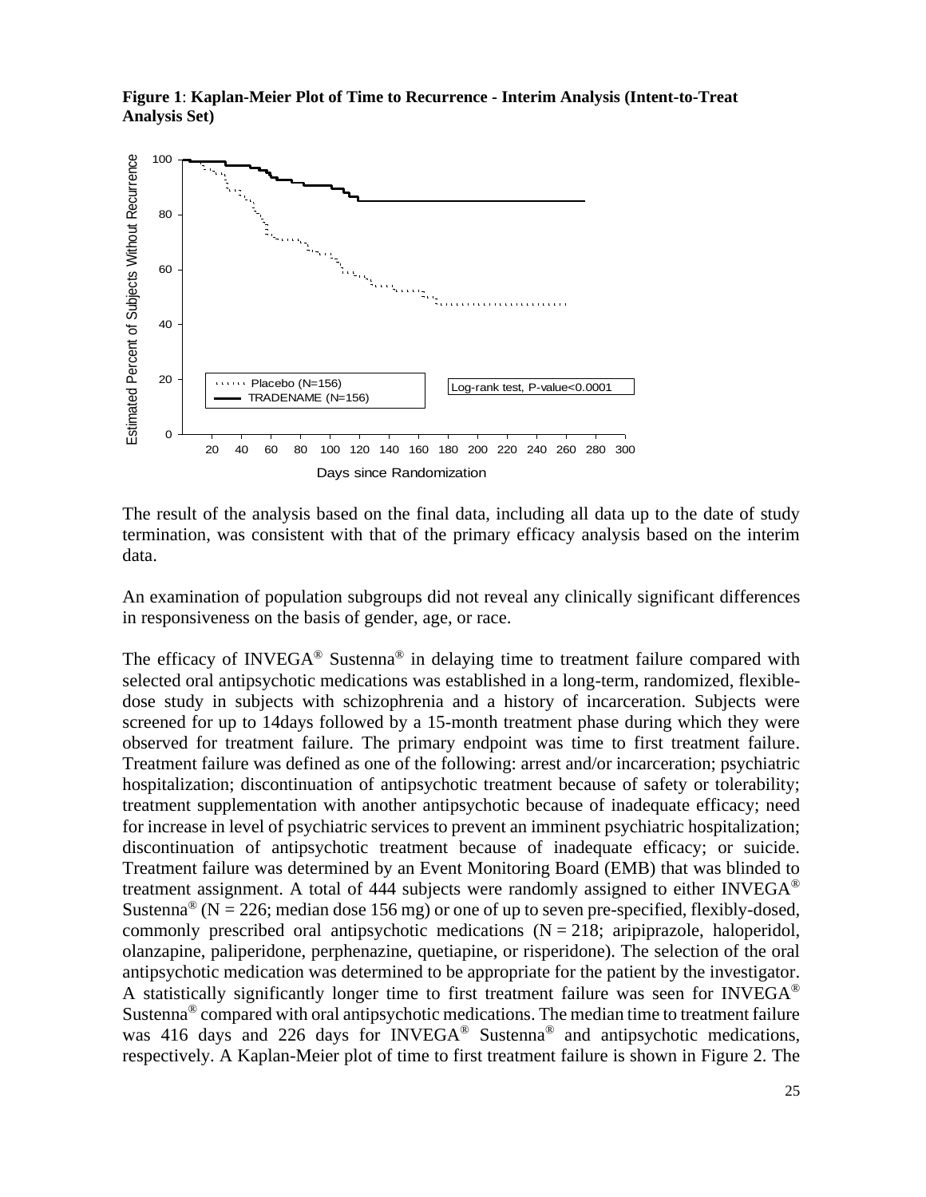**Figure 1**: **Kaplan-Meier Plot of Time to Recurrence - Interim Analysis (Intent-to-Treat Analysis Set)**

Estimated Percent of Subjects Without Recurrence

100
80
60
40
20
0

20 40 60 80 100 120 140 160 180 200 220 240 260 280 300

Days since Randomization

Placebo (N=156)
TRADENAME (N=156)

Log-rank test, P-value<0.0001

The result of the analysis based on the final data, including all data up to the date of study termination, was consistent with that of the primary efficacy analysis based on the interim data.

An examination of population subgroups did not reveal any clinically significant differences in responsiveness on the basis of gender, age, or race.

The efficacy of INVEGA® Sustenna® in delaying time to treatment failure compared with selected oral antipsychotic medications was established in a long-term, randomized, flexible-dose study in subjects with schizophrenia and a history of incarceration. Subjects were screened for up to 14days followed by a 15-month treatment phase during which they were observed for treatment failure. The primary endpoint was time to first treatment failure. Treatment failure was defined as one of the following: arrest and/or incarceration; psychiatric hospitalization; discontinuation of antipsychotic treatment because of safety or tolerability; treatment supplementation with another antipsychotic because of inadequate efficacy; need for increase in level of psychiatric services to prevent an imminent psychiatric hospitalization; discontinuation of antipsychotic treatment because of inadequate efficacy; or suicide. Treatment failure was determined by an Event Monitoring Board (EMB) that was blinded to treatment assignment. A total of 444 subjects were randomly assigned to either INVEGA® Sustenna® (N = 226; median dose 156 mg) or one of up to seven pre-specified, flexibly-dosed, commonly prescribed oral antipsychotic medications (N = 218; aripiprazole, haloperidol, olanzapine, paliperidone, perphenazine, quetiapine, or risperidone). The selection of the oral antipsychotic medication was determined to be appropriate for the patient by the investigator. A statistically significantly longer time to first treatment failure was seen for INVEGA® Sustenna® compared with oral antipsychotic medications. The median time to treatment failure was 416 days and 226 days for INVEGA® Sustenna® and antipsychotic medications, respectively. A Kaplan-Meier plot of time to first treatment failure is shown in Figure 2. The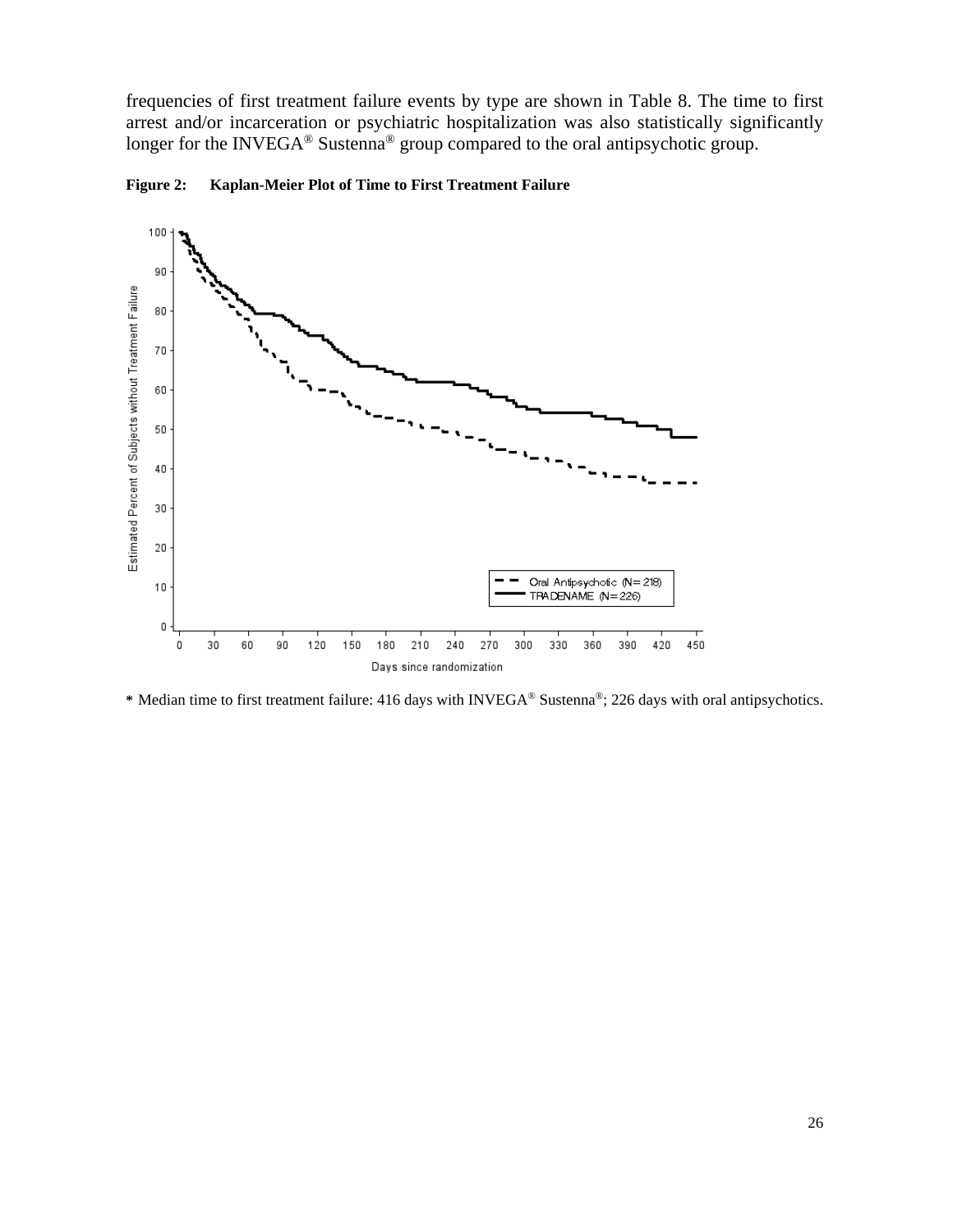frequencies of first treatment failure events by type are shown in Table 8. The time to first arrest and/or incarceration or psychiatric hospitalization was also statistically significantly longer for the INVEGA® Sustenna® group compared to the oral antipsychotic group.

**Figure 2: Kaplan-Meier Plot of Time to First Treatment Failure**

Estimated Percent of Subjects without Treatment Failure

100
90
80
70
60
50
40
30
20
10
0

0 30 60 90 120 150 180 210 240 270 300 330 360 390 420 450

Days since randomization

Oral Antipsychotic (N=218)
TRADENAME (N=226)

* Median time to first treatment failure: 416 days with INVEGA® Sustenna®; 226 days with oral antipsychotics.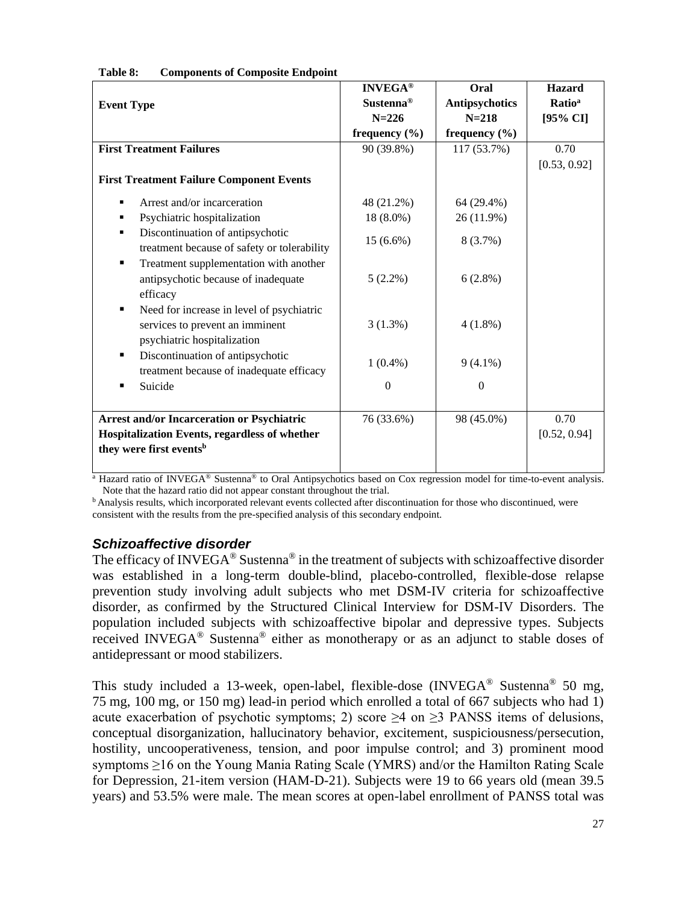**Table 8: Components of Composite Endpoint**

| Event Type | INVEGA® Sustenna® N=226 frequency (%) | Oral Antipsychotics N=218 frequency (%) | Hazard Ratio[a] [95% CI] |
|---|---|---|---|
| **First Treatment Failures** | 90 (39.8%) | 117 (53.7%) | 0.70 [0.53, 0.92] |
| **First Treatment Failure Component Events** | | | |
| ▪ Arrest and/or incarceration | 48 (21.2%) | 64 (29.4%) | |
| ▪ Psychiatric hospitalization | 18 (8.0%) | 26 (11.9%) | |
| ▪ Discontinuation of antipsychotic treatment because of safety or tolerability | 15 (6.6%) | 8 (3.7%) | |
| ▪ Treatment supplementation with another antipsychotic because of inadequate efficacy | 5 (2.2%) | 6 (2.8%) | |
| ▪ Need for increase in level of psychiatric services to prevent an imminent psychiatric hospitalization | 3 (1.3%) | 4 (1.8%) | |
| ▪ Discontinuation of antipsychotic treatment because of inadequate efficacy | 1 (0.4%) | 9 (4.1%) | |
| ▪ Suicide | 0 | 0 | |
| **Arrest and/or Incarceration or Psychiatric Hospitalization Events, regardless of whether they were first events[b]** | 76 (33.6%) | 98 (45.0%) | 0.70 [0.52, 0.94] |

[a] Hazard ratio of INVEGA® Sustenna® to Oral Antipsychotics based on Cox regression model for time-to-event analysis. Note that the hazard ratio did not appear constant throughout the trial.

[b] Analysis results, which incorporated relevant events collected after discontinuation for those who discontinued, were consistent with the results from the pre-specified analysis of this secondary endpoint.

### *Schizoaffective disorder*

The efficacy of INVEGA® Sustenna® in the treatment of subjects with schizoaffective disorder was established in a long-term double-blind, placebo-controlled, flexible-dose relapse prevention study involving adult subjects who met DSM-IV criteria for schizoaffective disorder, as confirmed by the Structured Clinical Interview for DSM-IV Disorders. The population included subjects with schizoaffective bipolar and depressive types. Subjects received INVEGA® Sustenna® either as monotherapy or as an adjunct to stable doses of antidepressant or mood stabilizers.

This study included a 13-week, open-label, flexible-dose (INVEGA® Sustenna® 50 mg, 75 mg, 100 mg, or 150 mg) lead-in period which enrolled a total of 667 subjects who had 1) acute exacerbation of psychotic symptoms; 2) score ≥4 on ≥3 PANSS items of delusions, conceptual disorganization, hallucinatory behavior, excitement, suspiciousness/persecution, hostility, uncooperativeness, tension, and poor impulse control; and 3) prominent mood symptoms ≥16 on the Young Mania Rating Scale (YMRS) and/or the Hamilton Rating Scale for Depression, 21-item version (HAM-D-21). Subjects were 19 to 66 years old (mean 39.5 years) and 53.5% were male. The mean scores at open-label enrollment of PANSS total was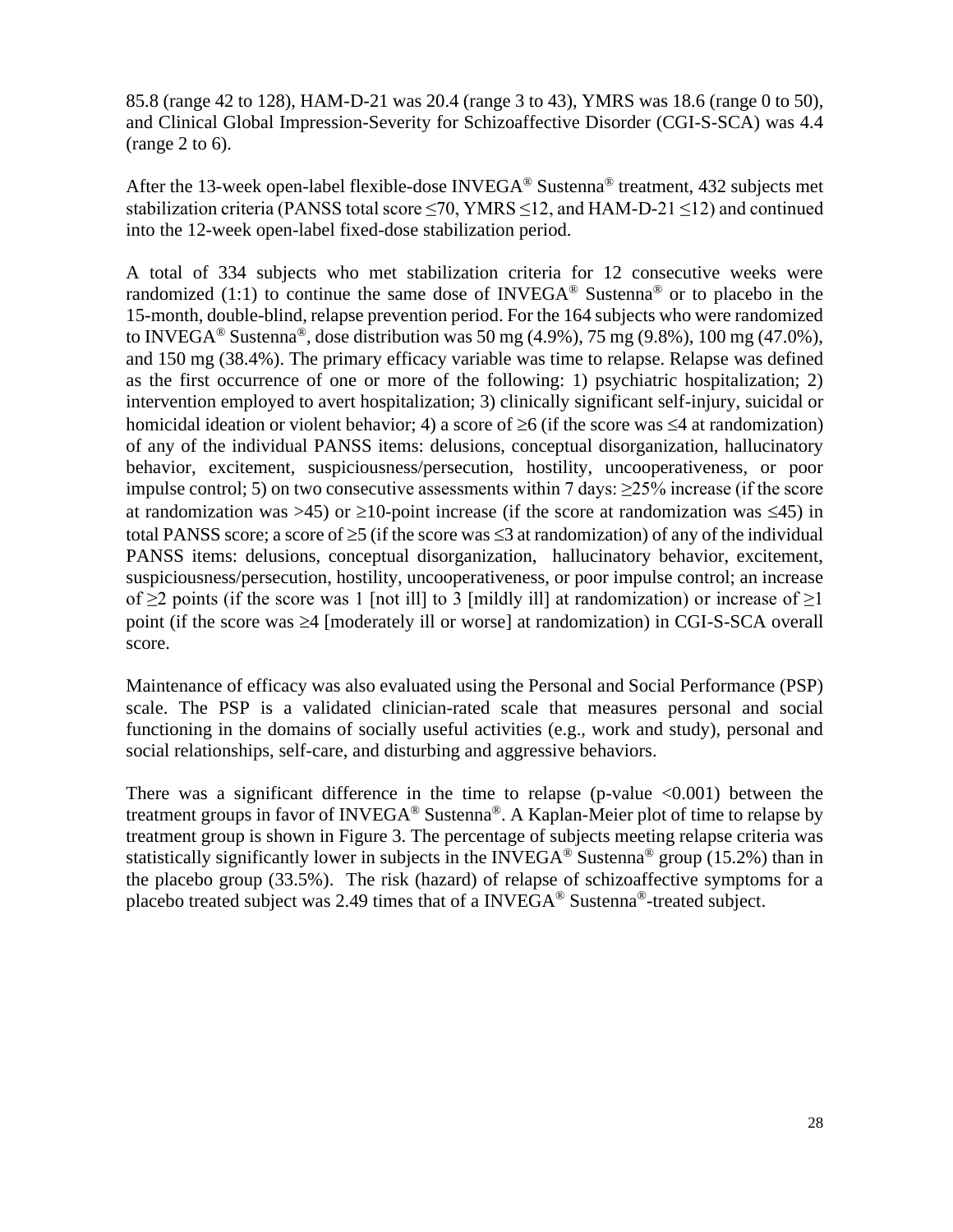85.8 (range 42 to 128), HAM-D-21 was 20.4 (range 3 to 43), YMRS was 18.6 (range 0 to 50), and Clinical Global Impression-Severity for Schizoaffective Disorder (CGI-S-SCA) was 4.4 (range 2 to 6).

After the 13-week open-label flexible-dose INVEGA® Sustenna® treatment, 432 subjects met stabilization criteria (PANSS total score ≤70, YMRS ≤12, and HAM-D-21 ≤12) and continued into the 12-week open-label fixed-dose stabilization period.

A total of 334 subjects who met stabilization criteria for 12 consecutive weeks were randomized (1:1) to continue the same dose of INVEGA® Sustenna® or to placebo in the 15-month, double-blind, relapse prevention period. For the 164 subjects who were randomized to INVEGA® Sustenna®, dose distribution was 50 mg (4.9%), 75 mg (9.8%), 100 mg (47.0%), and 150 mg (38.4%). The primary efficacy variable was time to relapse. Relapse was defined as the first occurrence of one or more of the following: 1) psychiatric hospitalization; 2) intervention employed to avert hospitalization; 3) clinically significant self-injury, suicidal or homicidal ideation or violent behavior; 4) a score of ≥6 (if the score was ≤4 at randomization) of any of the individual PANSS items: delusions, conceptual disorganization, hallucinatory behavior, excitement, suspiciousness/persecution, hostility, uncooperativeness, or poor impulse control; 5) on two consecutive assessments within 7 days: ≥25% increase (if the score at randomization was >45) or ≥10-point increase (if the score at randomization was ≤45) in total PANSS score; a score of ≥5 (if the score was ≤3 at randomization) of any of the individual PANSS items: delusions, conceptual disorganization, hallucinatory behavior, excitement, suspiciousness/persecution, hostility, uncooperativeness, or poor impulse control; an increase of ≥2 points (if the score was 1 [not ill] to 3 [mildly ill] at randomization) or increase of ≥1 point (if the score was ≥4 [moderately ill or worse] at randomization) in CGI-S-SCA overall score.

Maintenance of efficacy was also evaluated using the Personal and Social Performance (PSP) scale. The PSP is a validated clinician-rated scale that measures personal and social functioning in the domains of socially useful activities (e.g., work and study), personal and social relationships, self-care, and disturbing and aggressive behaviors.

There was a significant difference in the time to relapse (p-value <0.001) between the treatment groups in favor of INVEGA® Sustenna®. A Kaplan-Meier plot of time to relapse by treatment group is shown in Figure 3. The percentage of subjects meeting relapse criteria was statistically significantly lower in subjects in the INVEGA® Sustenna® group (15.2%) than in the placebo group (33.5%). The risk (hazard) of relapse of schizoaffective symptoms for a placebo treated subject was 2.49 times that of a INVEGA® Sustenna®-treated subject.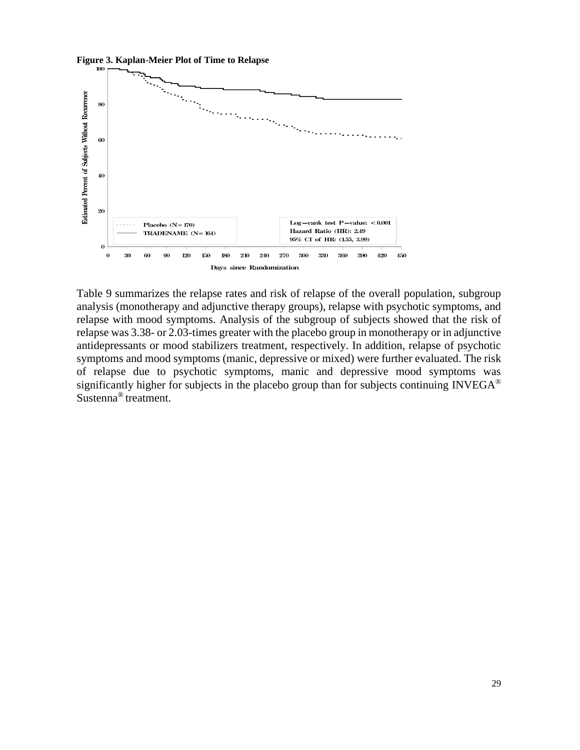**Figure 3. Kaplan-Meier Plot of Time to Relapse**

Estimated Percent of Subjects Without Recurrence

100
80
60
40
20
0

0 30 60 90 120 150 180 210 240 270 300 330 360 390 420 450

Days since Randomization

Placebo (N= 170)
TRADENAME (N= 164)

Log−rank test P−value: < 0.001
Hazard Ratio (HR): 2.49
95% CI of HR: (1.55, 3.99)

Table 9 summarizes the relapse rates and risk of relapse of the overall population, subgroup analysis (monotherapy and adjunctive therapy groups), relapse with psychotic symptoms, and relapse with mood symptoms. Analysis of the subgroup of subjects showed that the risk of relapse was 3.38- or 2.03-times greater with the placebo group in monotherapy or in adjunctive antidepressants or mood stabilizers treatment, respectively. In addition, relapse of psychotic symptoms and mood symptoms (manic, depressive or mixed) were further evaluated. The risk of relapse due to psychotic symptoms, manic and depressive mood symptoms was significantly higher for subjects in the placebo group than for subjects continuing INVEGA® Sustenna® treatment.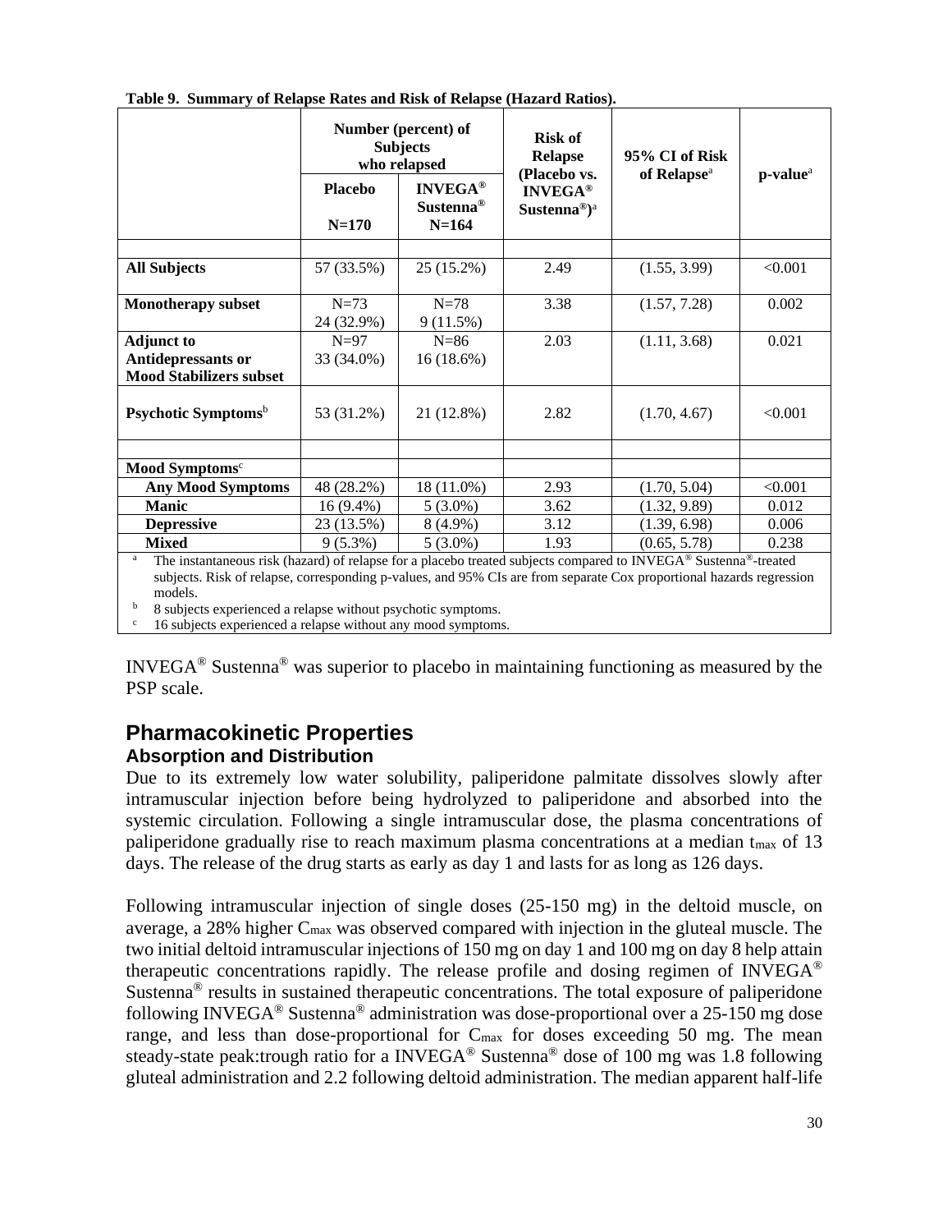**Table 9. Summary of Relapse Rates and Risk of Relapse (Hazard Ratios).**

| | Number (percent) of Subjects who relapsed | | Risk of Relapse (Placebo vs. INVEGA® Sustenna®)[a] | 95% CI of Risk of Relapse[a] | p-value[a] |
|---|---|---|---|---|---|
| | Placebo N=170 | INVEGA® Sustenna® N=164 | | | |
| | | | | | |
| **All Subjects** | 57 (33.5%) | 25 (15.2%) | 2.49 | (1.55, 3.99) | <0.001 |
| **Monotherapy subset** | N=73 24 (32.9%) | N=78 9 (11.5%) | 3.38 | (1.57, 7.28) | 0.002 |
| **Adjunct to Antidepressants or Mood Stabilizers subset** | N=97 33 (34.0%) | N=86 16 (18.6%) | 2.03 | (1.11, 3.68) | 0.021 |
| **Psychotic Symptoms**[b] | 53 (31.2%) | 21 (12.8%) | 2.82 | (1.70, 4.67) | <0.001 |
| | | | | | |
| **Mood Symptoms**[c] | | | | | |
| **Any Mood Symptoms** | 48 (28.2%) | 18 (11.0%) | 2.93 | (1.70, 5.04) | <0.001 |
| **Manic** | 16 (9.4%) | 5 (3.0%) | 3.62 | (1.32, 9.89) | 0.012 |
| **Depressive** | 23 (13.5%) | 8 (4.9%) | 3.12 | (1.39, 6.98) | 0.006 |
| **Mixed** | 9 (5.3%) | 5 (3.0%) | 1.93 | (0.65, 5.78) | 0.238 |

[a] The instantaneous risk (hazard) of relapse for a placebo treated subjects compared to INVEGA® Sustenna®-treated subjects. Risk of relapse, corresponding p-values, and 95% CIs are from separate Cox proportional hazards regression models.
[b] 8 subjects experienced a relapse without psychotic symptoms.
[c] 16 subjects experienced a relapse without any mood symptoms.

INVEGA® Sustenna® was superior to placebo in maintaining functioning as measured by the PSP scale.

## Pharmacokinetic Properties

### Absorption and Distribution

Due to its extremely low water solubility, paliperidone palmitate dissolves slowly after intramuscular injection before being hydrolyzed to paliperidone and absorbed into the systemic circulation. Following a single intramuscular dose, the plasma concentrations of paliperidone gradually rise to reach maximum plasma concentrations at a median $t_{max}$ of 13 days. The release of the drug starts as early as day 1 and lasts for as long as 126 days.

Following intramuscular injection of single doses (25-150 mg) in the deltoid muscle, on average, a 28% higher $C_{max}$ was observed compared with injection in the gluteal muscle. The two initial deltoid intramuscular injections of 150 mg on day 1 and 100 mg on day 8 help attain therapeutic concentrations rapidly. The release profile and dosing regimen of INVEGA® Sustenna® results in sustained therapeutic concentrations. The total exposure of paliperidone following INVEGA® Sustenna® administration was dose-proportional over a 25-150 mg dose range, and less than dose-proportional for $C_{max}$ for doses exceeding 50 mg. The mean steady-state peak:trough ratio for a INVEGA® Sustenna® dose of 100 mg was 1.8 following gluteal administration and 2.2 following deltoid administration. The median apparent half-life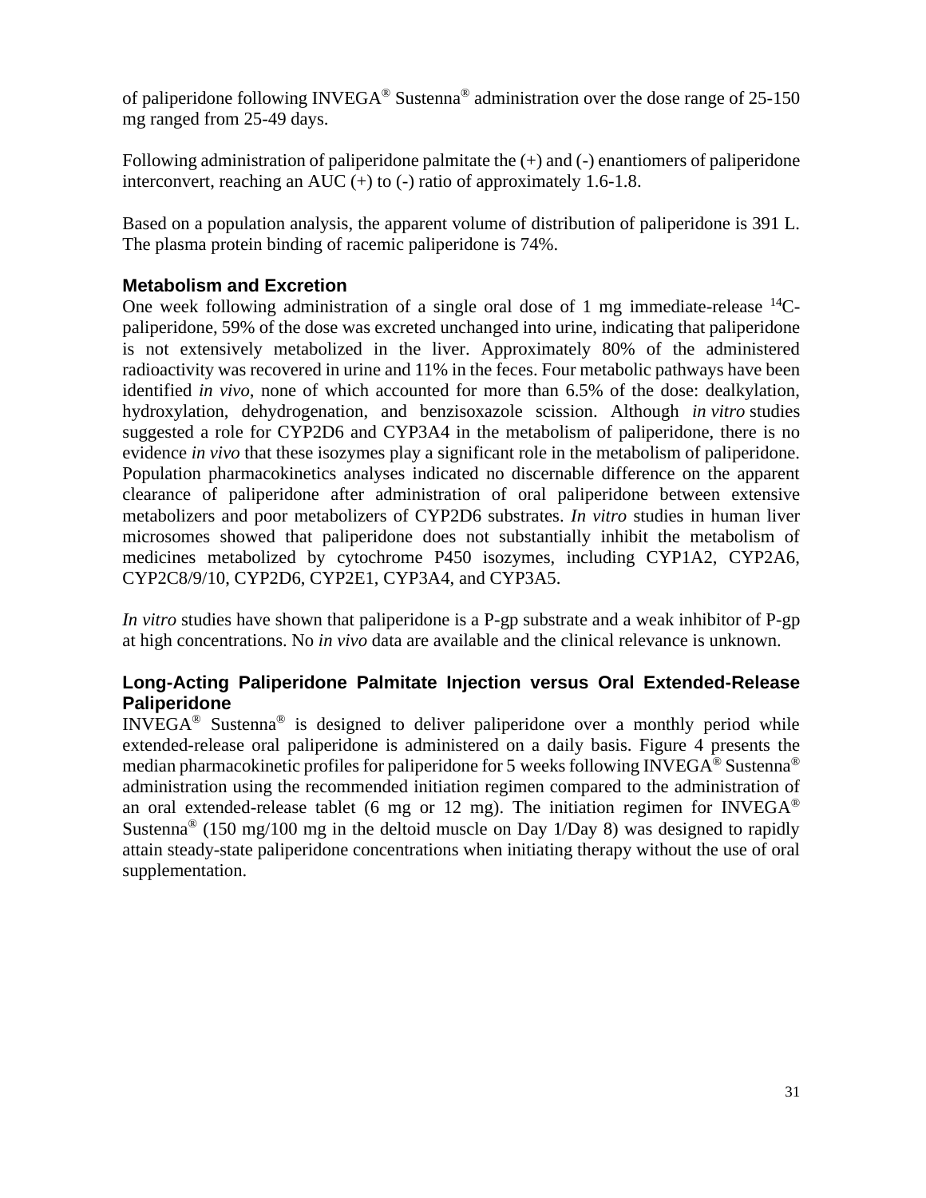of paliperidone following INVEGA® Sustenna® administration over the dose range of 25-150 mg ranged from 25-49 days.

Following administration of paliperidone palmitate the (+) and (-) enantiomers of paliperidone interconvert, reaching an AUC (+) to (-) ratio of approximately 1.6-1.8.

Based on a population analysis, the apparent volume of distribution of paliperidone is 391 L. The plasma protein binding of racemic paliperidone is 74%.

### Metabolism and Excretion

One week following administration of a single oral dose of 1 mg immediate-release $^{14}$C-paliperidone, 59% of the dose was excreted unchanged into urine, indicating that paliperidone is not extensively metabolized in the liver. Approximately 80% of the administered radioactivity was recovered in urine and 11% in the feces. Four metabolic pathways have been identified *in vivo*, none of which accounted for more than 6.5% of the dose: dealkylation, hydroxylation, dehydrogenation, and benzisoxazole scission. Although *in vitro* studies suggested a role for CYP2D6 and CYP3A4 in the metabolism of paliperidone, there is no evidence *in vivo* that these isozymes play a significant role in the metabolism of paliperidone. Population pharmacokinetics analyses indicated no discernable difference on the apparent clearance of paliperidone after administration of oral paliperidone between extensive metabolizers and poor metabolizers of CYP2D6 substrates. *In vitro* studies in human liver microsomes showed that paliperidone does not substantially inhibit the metabolism of medicines metabolized by cytochrome P450 isozymes, including CYP1A2, CYP2A6, CYP2C8/9/10, CYP2D6, CYP2E1, CYP3A4, and CYP3A5.

*In vitro* studies have shown that paliperidone is a P-gp substrate and a weak inhibitor of P-gp at high concentrations. No *in vivo* data are available and the clinical relevance is unknown.

### Long-Acting Paliperidone Palmitate Injection versus Oral Extended-Release Paliperidone

INVEGA® Sustenna® is designed to deliver paliperidone over a monthly period while extended-release oral paliperidone is administered on a daily basis. Figure 4 presents the median pharmacokinetic profiles for paliperidone for 5 weeks following INVEGA® Sustenna® administration using the recommended initiation regimen compared to the administration of an oral extended-release tablet (6 mg or 12 mg). The initiation regimen for INVEGA® Sustenna® (150 mg/100 mg in the deltoid muscle on Day 1/Day 8) was designed to rapidly attain steady-state paliperidone concentrations when initiating therapy without the use of oral supplementation.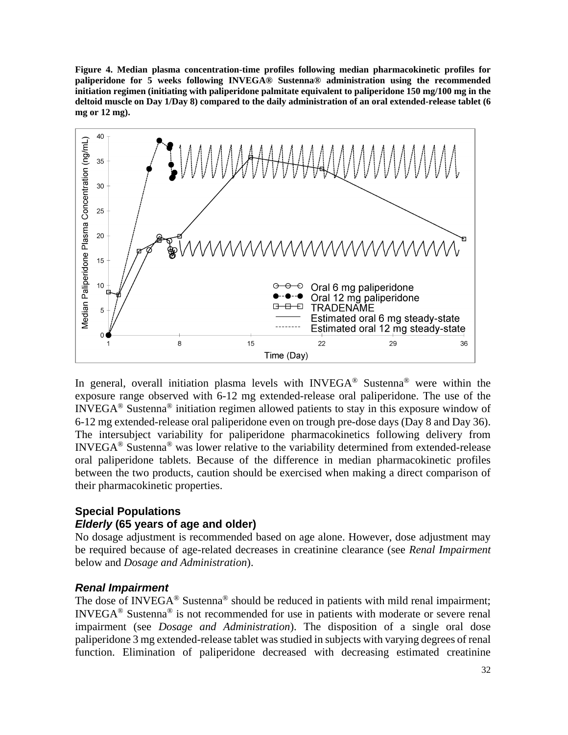**Figure 4. Median plasma concentration-time profiles following median pharmacokinetic profiles for paliperidone for 5 weeks following INVEGA® Sustenna® administration using the recommended initiation regimen (initiating with paliperidone palmitate equivalent to paliperidone 150 mg/100 mg in the deltoid muscle on Day 1/Day 8) compared to the daily administration of an oral extended-release tablet (6 mg or 12 mg).**

Median Paliperidone Plasma Concentration (ng/mL)

40
35
30
25
20
15
10
5
0

1
8
15
22
29
36

Time (Day)

Oral 6 mg paliperidone
Oral 12 mg paliperidone
TRADENAME
Estimated oral 6 mg steady-state
Estimated oral 12 mg steady-state

In general, overall initiation plasma levels with INVEGA® Sustenna® were within the exposure range observed with 6-12 mg extended-release oral paliperidone. The use of the INVEGA® Sustenna® initiation regimen allowed patients to stay in this exposure window of 6-12 mg extended-release oral paliperidone even on trough pre-dose days (Day 8 and Day 36). The intersubject variability for paliperidone pharmacokinetics following delivery from INVEGA® Sustenna® was lower relative to the variability determined from extended-release oral paliperidone tablets. Because of the difference in median pharmacokinetic profiles between the two products, caution should be exercised when making a direct comparison of their pharmacokinetic properties.

## Special Populations

### *Elderly* (65 years of age and older)

No dosage adjustment is recommended based on age alone. However, dose adjustment may be required because of age-related decreases in creatinine clearance (see *Renal Impairment* below and *Dosage and Administration*).

### *Renal Impairment*

The dose of INVEGA® Sustenna® should be reduced in patients with mild renal impairment; INVEGA® Sustenna® is not recommended for use in patients with moderate or severe renal impairment (see *Dosage and Administration*). The disposition of a single oral dose paliperidone 3 mg extended-release tablet was studied in subjects with varying degrees of renal function. Elimination of paliperidone decreased with decreasing estimated creatinine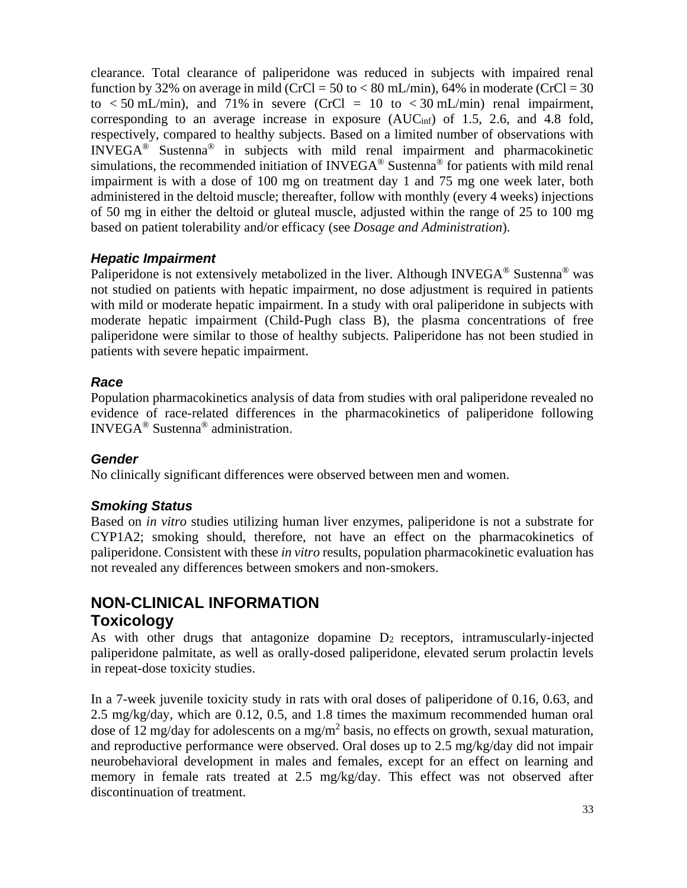clearance. Total clearance of paliperidone was reduced in subjects with impaired renal function by 32% on average in mild (CrCl = 50 to < 80 mL/min), 64% in moderate (CrCl = 30 to < 50 mL/min), and 71% in severe (CrCl = 10 to < 30 mL/min) renal impairment, corresponding to an average increase in exposure ($AUC_{inf}$) of 1.5, 2.6, and 4.8 fold, respectively, compared to healthy subjects. Based on a limited number of observations with INVEGA® Sustenna® in subjects with mild renal impairment and pharmacokinetic simulations, the recommended initiation of INVEGA® Sustenna® for patients with mild renal impairment is with a dose of 100 mg on treatment day 1 and 75 mg one week later, both administered in the deltoid muscle; thereafter, follow with monthly (every 4 weeks) injections of 50 mg in either the deltoid or gluteal muscle, adjusted within the range of 25 to 100 mg based on patient tolerability and/or efficacy (see *Dosage and Administration*).

### *Hepatic Impairment*

Paliperidone is not extensively metabolized in the liver. Although INVEGA® Sustenna® was not studied on patients with hepatic impairment, no dose adjustment is required in patients with mild or moderate hepatic impairment. In a study with oral paliperidone in subjects with moderate hepatic impairment (Child-Pugh class B), the plasma concentrations of free paliperidone were similar to those of healthy subjects. Paliperidone has not been studied in patients with severe hepatic impairment.

### *Race*

Population pharmacokinetics analysis of data from studies with oral paliperidone revealed no evidence of race-related differences in the pharmacokinetics of paliperidone following INVEGA® Sustenna® administration.

### *Gender*

No clinically significant differences were observed between men and women.

### *Smoking Status*

Based on *in vitro* studies utilizing human liver enzymes, paliperidone is not a substrate for CYP1A2; smoking should, therefore, not have an effect on the pharmacokinetics of paliperidone. Consistent with these *in vitro* results, population pharmacokinetic evaluation has not revealed any differences between smokers and non-smokers.

# NON-CLINICAL INFORMATION

## Toxicology

As with other drugs that antagonize dopamine $D_2$ receptors, intramuscularly-injected paliperidone palmitate, as well as orally-dosed paliperidone, elevated serum prolactin levels in repeat-dose toxicity studies.

In a 7-week juvenile toxicity study in rats with oral doses of paliperidone of 0.16, 0.63, and 2.5 mg/kg/day, which are 0.12, 0.5, and 1.8 times the maximum recommended human oral dose of 12 mg/day for adolescents on a $mg/m^2$ basis, no effects on growth, sexual maturation, and reproductive performance were observed. Oral doses up to 2.5 mg/kg/day did not impair neurobehavioral development in males and females, except for an effect on learning and memory in female rats treated at 2.5 mg/kg/day. This effect was not observed after discontinuation of treatment.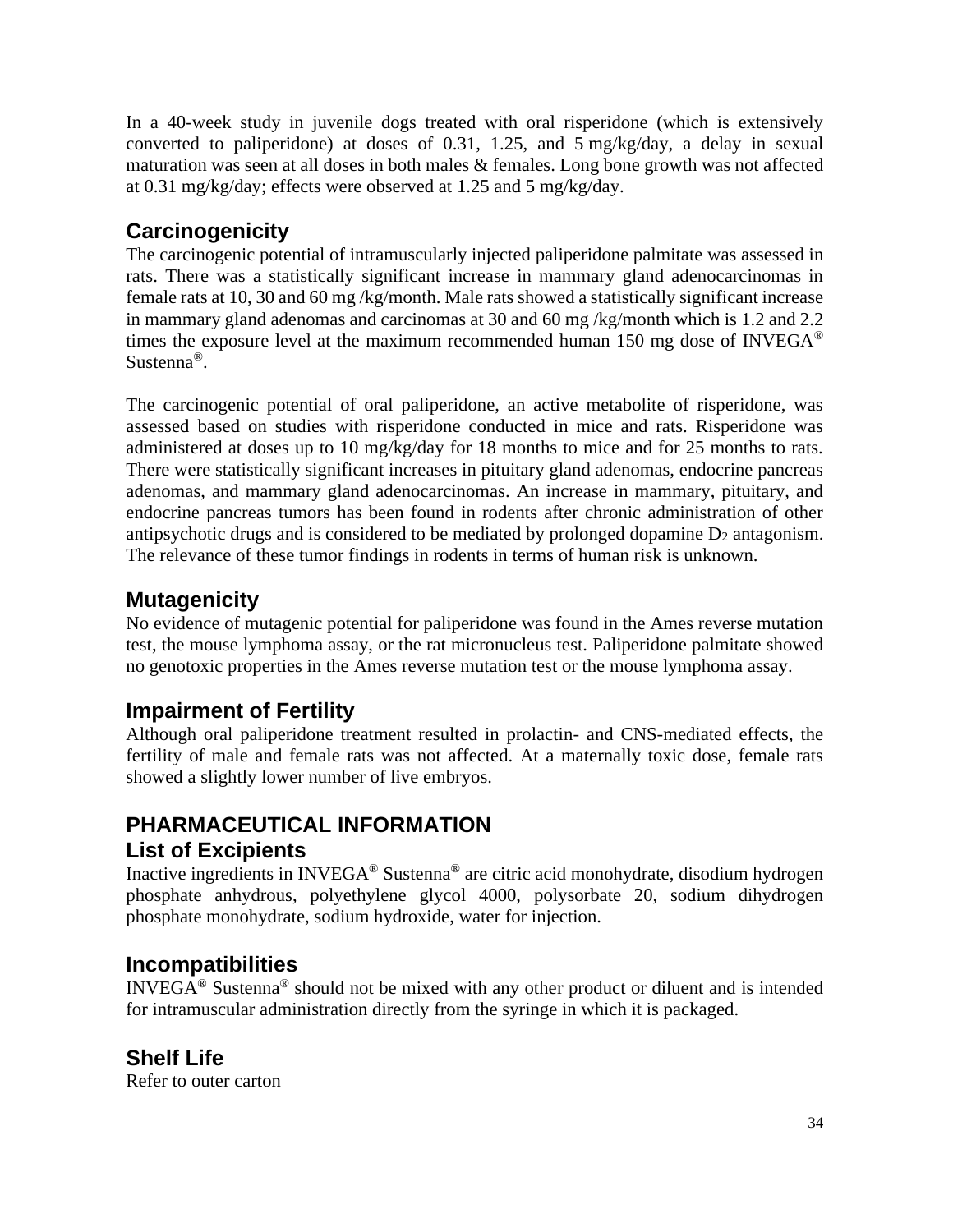In a 40-week study in juvenile dogs treated with oral risperidone (which is extensively converted to paliperidone) at doses of 0.31, 1.25, and 5 mg/kg/day, a delay in sexual maturation was seen at all doses in both males & females. Long bone growth was not affected at 0.31 mg/kg/day; effects were observed at 1.25 and 5 mg/kg/day.

## Carcinogenicity

The carcinogenic potential of intramuscularly injected paliperidone palmitate was assessed in rats. There was a statistically significant increase in mammary gland adenocarcinomas in female rats at 10, 30 and 60 mg /kg/month. Male rats showed a statistically significant increase in mammary gland adenomas and carcinomas at 30 and 60 mg /kg/month which is 1.2 and 2.2 times the exposure level at the maximum recommended human 150 mg dose of INVEGA® Sustenna®.

The carcinogenic potential of oral paliperidone, an active metabolite of risperidone, was assessed based on studies with risperidone conducted in mice and rats. Risperidone was administered at doses up to 10 mg/kg/day for 18 months to mice and for 25 months to rats. There were statistically significant increases in pituitary gland adenomas, endocrine pancreas adenomas, and mammary gland adenocarcinomas. An increase in mammary, pituitary, and endocrine pancreas tumors has been found in rodents after chronic administration of other antipsychotic drugs and is considered to be mediated by prolonged dopamine $D_2$ antagonism. The relevance of these tumor findings in rodents in terms of human risk is unknown.

## Mutagenicity

No evidence of mutagenic potential for paliperidone was found in the Ames reverse mutation test, the mouse lymphoma assay, or the rat micronucleus test. Paliperidone palmitate showed no genotoxic properties in the Ames reverse mutation test or the mouse lymphoma assay.

## Impairment of Fertility

Although oral paliperidone treatment resulted in prolactin- and CNS-mediated effects, the fertility of male and female rats was not affected. At a maternally toxic dose, female rats showed a slightly lower number of live embryos.

# PHARMACEUTICAL INFORMATION

## List of Excipients

Inactive ingredients in INVEGA® Sustenna® are citric acid monohydrate, disodium hydrogen phosphate anhydrous, polyethylene glycol 4000, polysorbate 20, sodium dihydrogen phosphate monohydrate, sodium hydroxide, water for injection.

## Incompatibilities

INVEGA® Sustenna® should not be mixed with any other product or diluent and is intended for intramuscular administration directly from the syringe in which it is packaged.

## Shelf Life

Refer to outer carton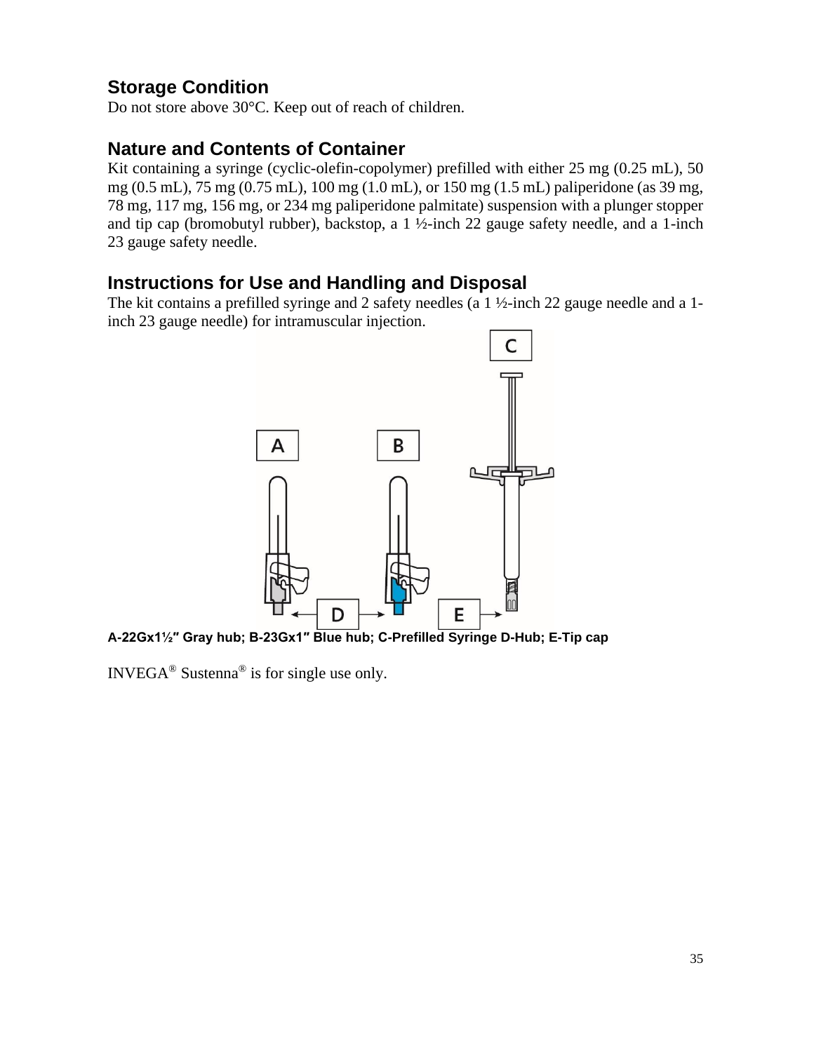## Storage Condition

Do not store above 30°C. Keep out of reach of children.

## Nature and Contents of Container

Kit containing a syringe (cyclic-olefin-copolymer) prefilled with either 25 mg (0.25 mL), 50 mg (0.5 mL), 75 mg (0.75 mL), 100 mg (1.0 mL), or 150 mg (1.5 mL) paliperidone (as 39 mg, 78 mg, 117 mg, 156 mg, or 234 mg paliperidone palmitate) suspension with a plunger stopper and tip cap (bromobutyl rubber), backstop, a 1 ½-inch 22 gauge safety needle, and a 1-inch 23 gauge safety needle.

## Instructions for Use and Handling and Disposal

The kit contains a prefilled syringe and 2 safety needles (a 1 ½-inch 22 gauge needle and a 1-inch 23 gauge needle) for intramuscular injection.

C

A

B

D

E

**A-22Gx1½″ Gray hub; B-23Gx1″ Blue hub; C-Prefilled Syringe D-Hub; E-Tip cap**

INVEGA® Sustenna® is for single use only.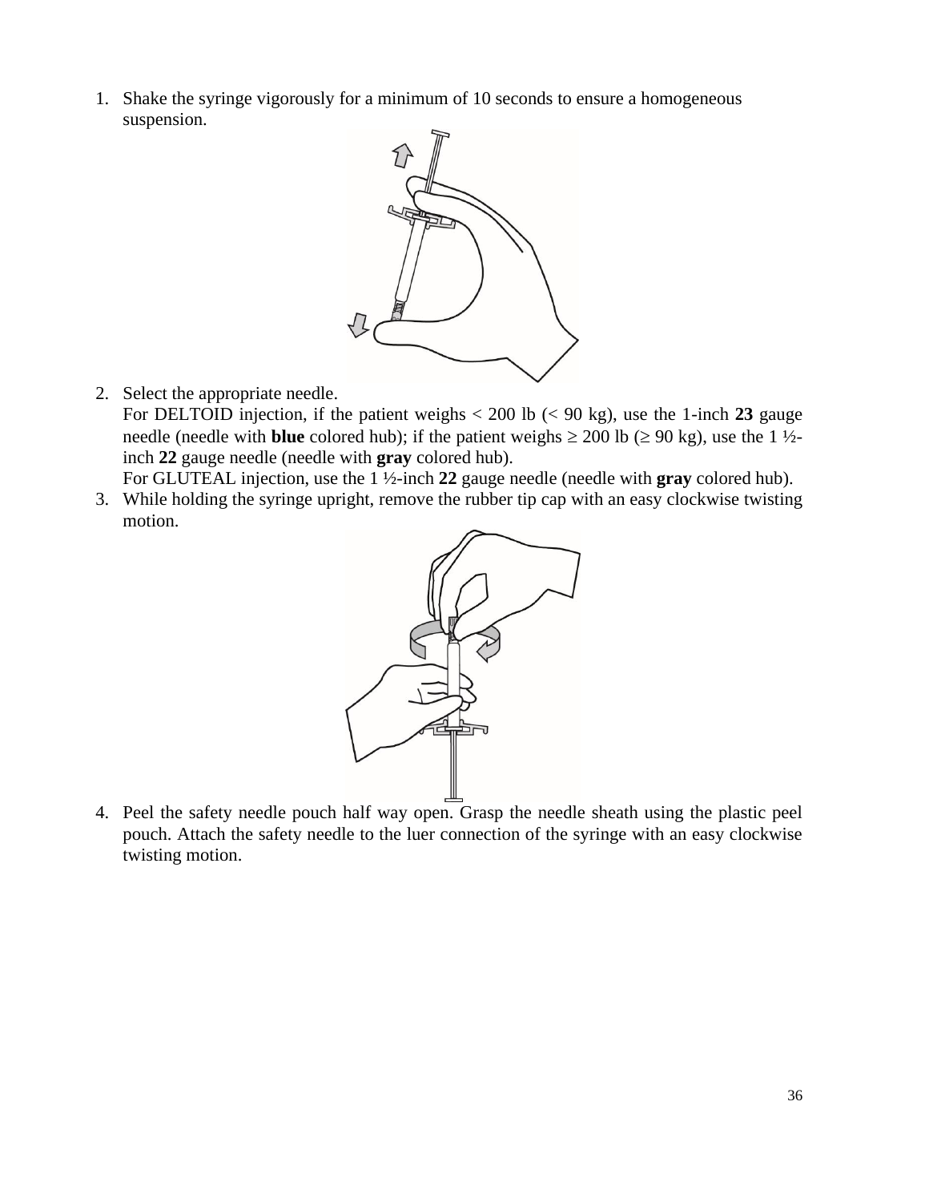1. Shake the syringe vigorously for a minimum of 10 seconds to ensure a homogeneous suspension.

2. Select the appropriate needle.
   For DELTOID injection, if the patient weighs < 200 lb (< 90 kg), use the 1-inch **23** gauge needle (needle with **blue** colored hub); if the patient weighs ≥ 200 lb (≥ 90 kg), use the 1 ½-inch **22** gauge needle (needle with **gray** colored hub).
   For GLUTEAL injection, use the 1 ½-inch **22** gauge needle (needle with **gray** colored hub).
3. While holding the syringe upright, remove the rubber tip cap with an easy clockwise twisting motion.

4. Peel the safety needle pouch half way open. Grasp the needle sheath using the plastic peel pouch. Attach the safety needle to the luer connection of the syringe with an easy clockwise twisting motion.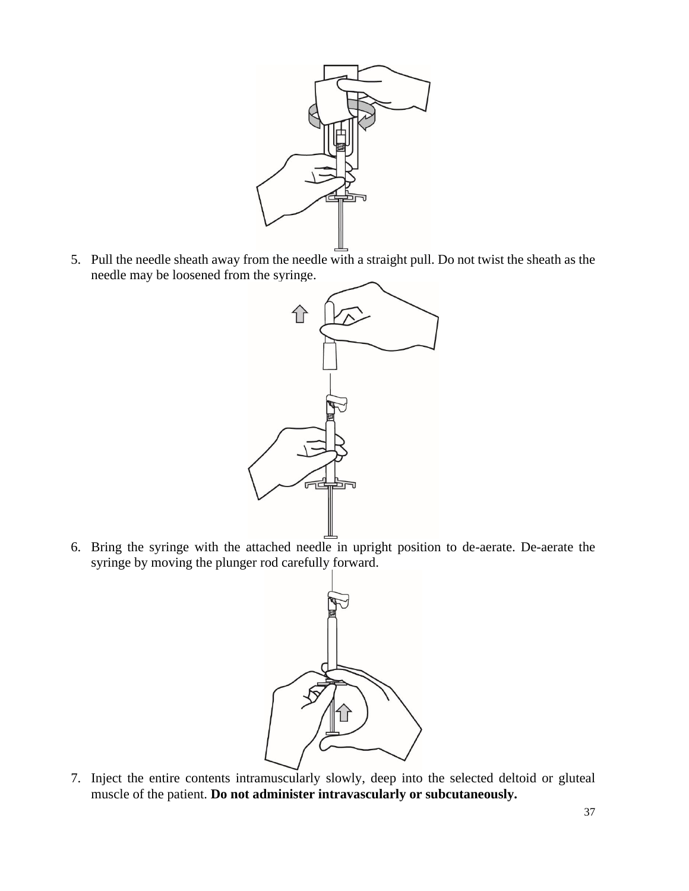5. Pull the needle sheath away from the needle with a straight pull. Do not twist the sheath as the needle may be loosened from the syringe.

6. Bring the syringe with the attached needle in upright position to de-aerate. De-aerate the syringe by moving the plunger rod carefully forward.

7. Inject the entire contents intramuscularly slowly, deep into the selected deltoid or gluteal muscle of the patient. **Do not administer intravascularly or subcutaneously.**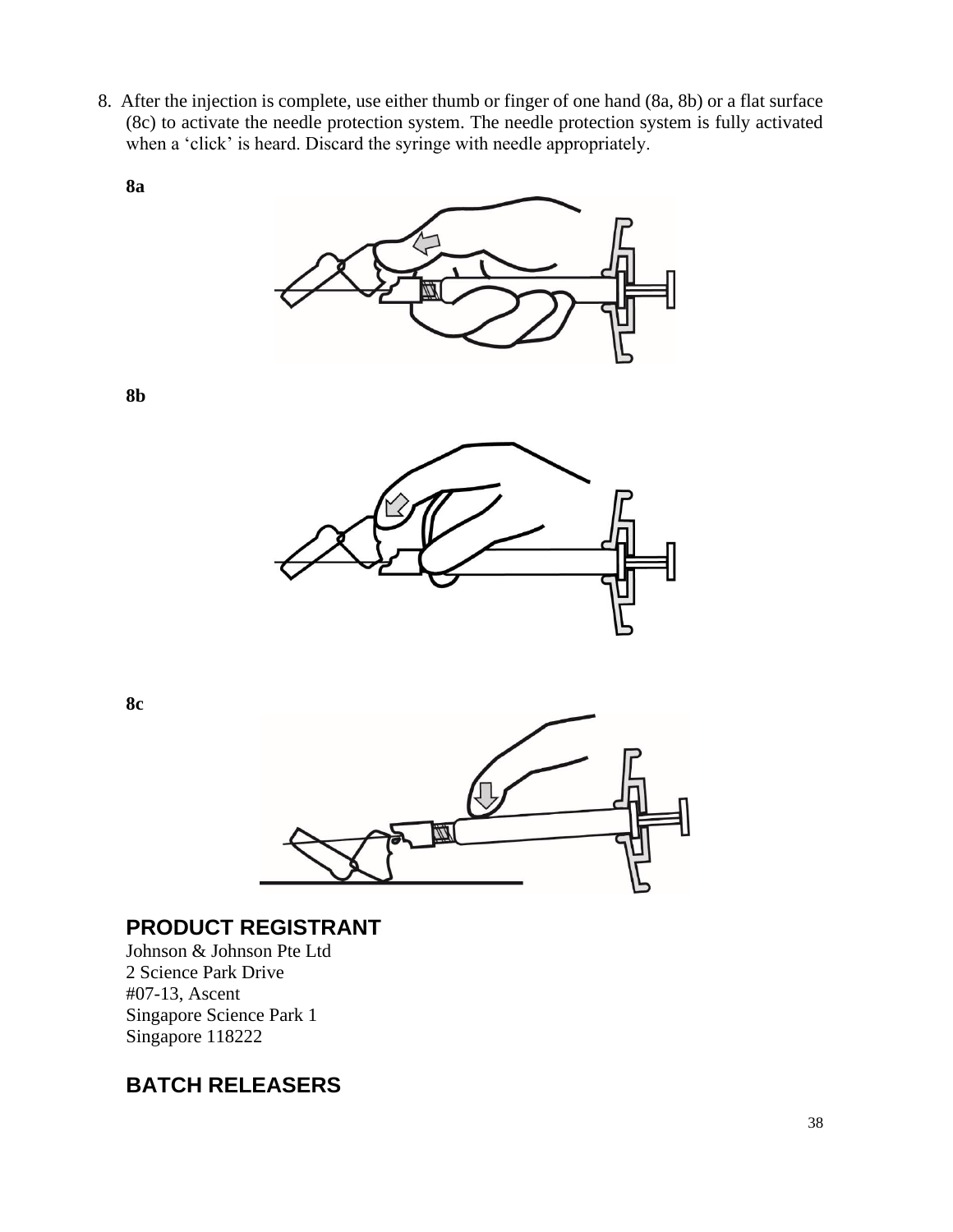8. After the injection is complete, use either thumb or finger of one hand (8a, 8b) or a flat surface (8c) to activate the needle protection system. The needle protection system is fully activated when a 'click' is heard. Discard the syringe with needle appropriately.

**8a**

**8b**

**8c**

## PRODUCT REGISTRANT

Johnson & Johnson Pte Ltd
2 Science Park Drive
#07-13, Ascent
Singapore Science Park 1
Singapore 118222

## BATCH RELEASERS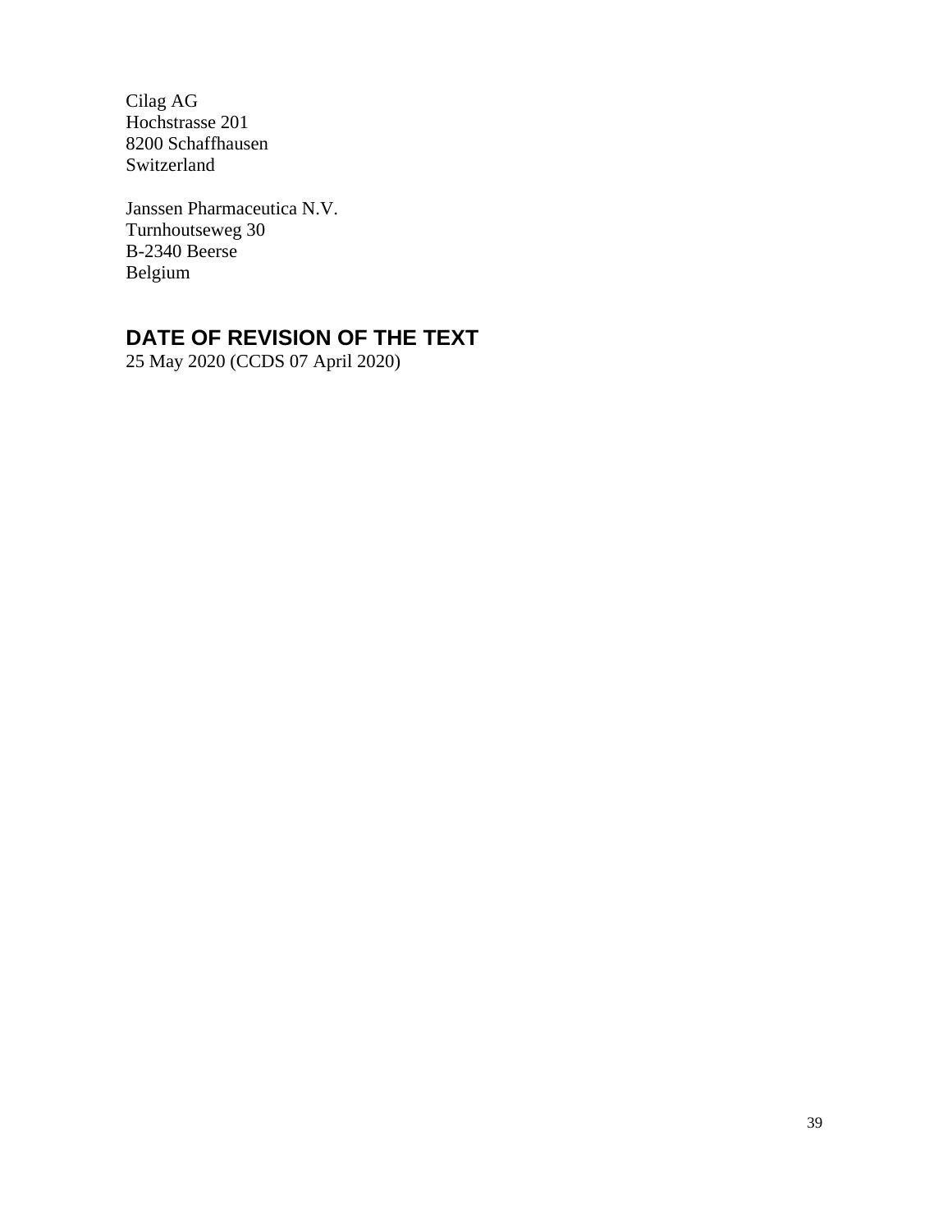Cilag AG
Hochstrasse 201
8200 Schaffhausen
Switzerland

Janssen Pharmaceutica N.V.
Turnhoutseweg 30
B-2340 Beerse
Belgium

## DATE OF REVISION OF THE TEXT

25 May 2020 (CCDS 07 April 2020)